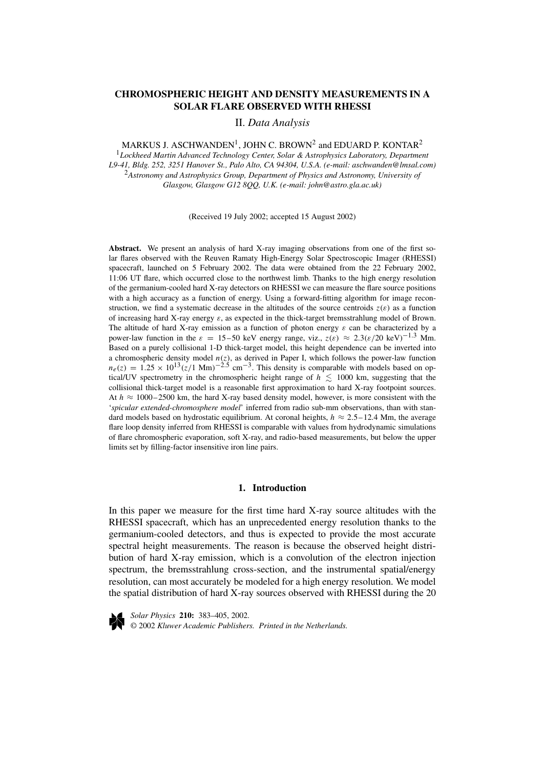# CHROMOSPHERIC HEIGHT AND DENSITY MEASUREMENTS IN A SOLAR FLARE OBSERVED WITH RHESSI

## II. *Data Analysis*

MARKUS J. ASCHWANDEN[1], JOHN C. BROWN[2] and EDUARD P. KONTAR[2]

[1]*Lockheed Martin Advanced Technology Center, Solar & Astrophysics Laboratory, Department L9-41, Bldg. 252, 3251 Hanover St., Palo Alto, CA 94304, U.S.A. (e-mail: aschwanden@lmsal.com)*

[2]*Astronomy and Astrophysics Group, Department of Physics and Astronomy, University of Glasgow, Glasgow G12 8QQ, U.K. (e-mail: john@astro.gla.ac.uk)*

(Received 19 July 2002; accepted 15 August 2002)

**Abstract.** We present an analysis of hard X-ray imaging observations from one of the first solar flares observed with the Reuven Ramaty High-Energy Solar Spectroscopic Imager (RHESSI) spacecraft, launched on 5 February 2002. The data were obtained from the 22 February 2002, 11:06 UT flare, which occurred close to the northwest limb. Thanks to the high energy resolution of the germanium-cooled hard X-ray detectors on RHESSI we can measure the flare source positions with a high accuracy as a function of energy. Using a forward-fitting algorithm for image reconstruction, we find a systematic decrease in the altitudes of the source centroids $z(\varepsilon)$ as a function of increasing hard X-ray energy $\varepsilon$, as expected in the thick-target bremsstrahlung model of Brown. The altitude of hard X-ray emission as a function of photon energy $\varepsilon$ can be characterized by a power-law function in the $\varepsilon = 15$–$50$ keV energy range, viz., $z(\varepsilon) \approx 2.3(\varepsilon/20\ \text{keV})^{-1.3}$ Mm. Based on a purely collisional 1-D thick-target model, this height dependence can be inverted into a chromospheric density model $n(z)$, as derived in Paper I, which follows the power-law function $n_e(z) = 1.25 \times 10^{13} (z/1\ \text{Mm})^{-2.5}\ \text{cm}^{-3}$. This density is comparable with models based on optical/UV spectrometry in the chromospheric height range of $h \lesssim 1000$ km, suggesting that the collisional thick-target model is a reasonable first approximation to hard X-ray footpoint sources. At $h \approx 1000$–$2500$ km, the hard X-ray based density model, however, is more consistent with the '*spicular extended-chromosphere model*' inferred from radio sub-mm observations, than with standard models based on hydrostatic equilibrium. At coronal heights, $h \approx 2.5$–$12.4$ Mm, the average flare loop density inferred from RHESSI is comparable with values from hydrodynamic simulations of flare chromospheric evaporation, soft X-ray, and radio-based measurements, but below the upper limits set by filling-factor insensitive iron line pairs.

## 1. Introduction

In this paper we measure for the first time hard X-ray source altitudes with the RHESSI spacecraft, which has an unprecedented energy resolution thanks to the germanium-cooled detectors, and thus is expected to provide the most accurate spectral height measurements. The reason is because the observed height distribution of hard X-ray emission, which is a convolution of the electron injection spectrum, the bremsstrahlung cross-section, and the instrumental spatial/energy resolution, can most accurately be modeled for a high energy resolution. We model the spatial distribution of hard X-ray sources observed with RHESSI during the 20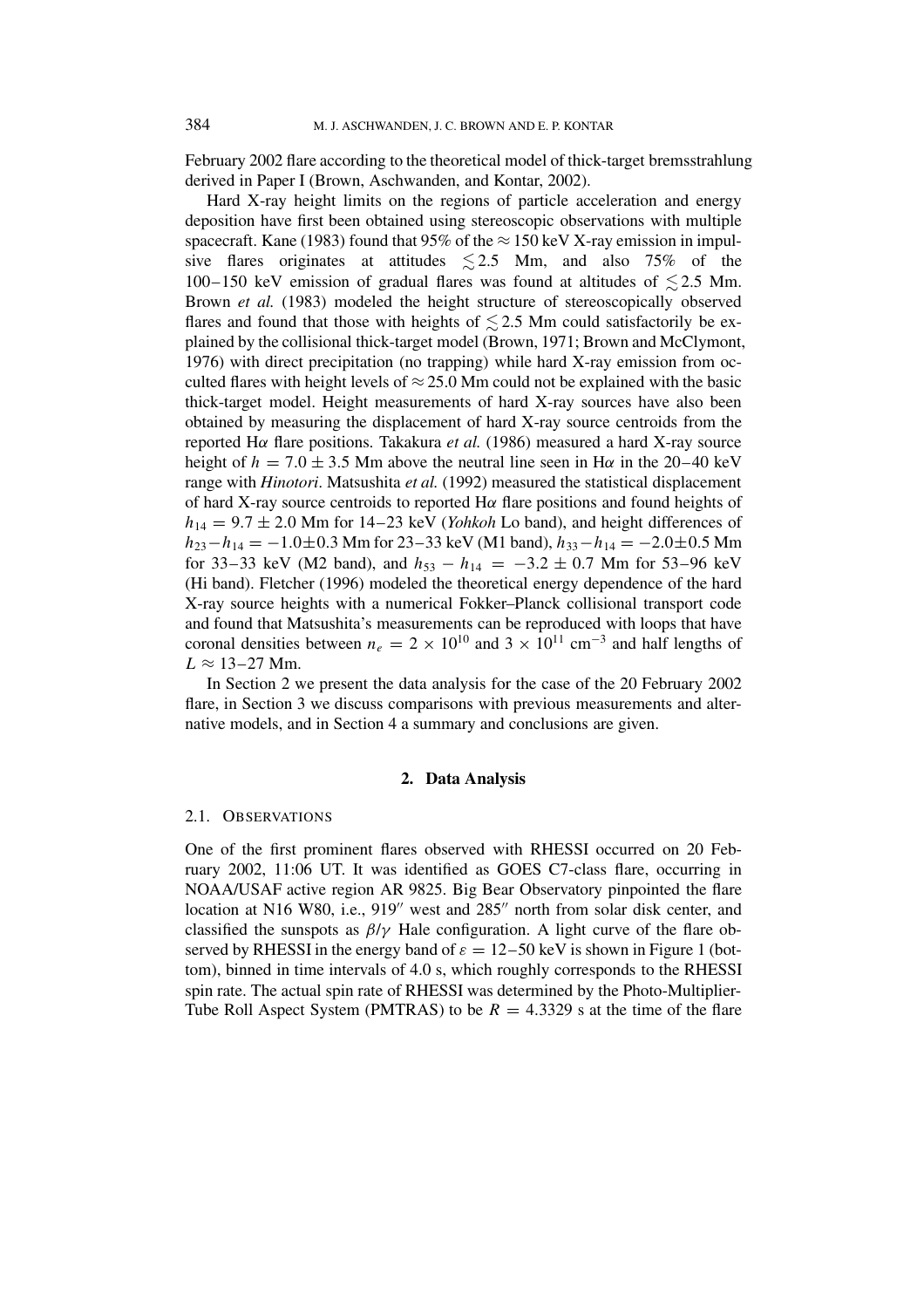February 2002 flare according to the theoretical model of thick-target bremsstrahlung derived in Paper I (Brown, Aschwanden, and Kontar, 2002).

Hard X-ray height limits on the regions of particle acceleration and energy deposition have first been obtained using stereoscopic observations with multiple spacecraft. Kane (1983) found that 95% of the $\approx 150$ keV X-ray emission in impulsive flares originates at attitudes $\lesssim 2.5$ Mm, and also 75% of the 100–150 keV emission of gradual flares was found at altitudes of $\lesssim 2.5$ Mm. Brown *et al.* (1983) modeled the height structure of stereoscopically observed flares and found that those with heights of $\lesssim 2.5$ Mm could satisfactorily be explained by the collisional thick-target model (Brown, 1971; Brown and McClymont, 1976) with direct precipitation (no trapping) while hard X-ray emission from occulted flares with height levels of $\approx 25.0$ Mm could not be explained with the basic thick-target model. Height measurements of hard X-ray sources have also been obtained by measuring the displacement of hard X-ray source centroids from the reported H$\alpha$ flare positions. Takakura *et al.* (1986) measured a hard X-ray source height of $h = 7.0 \pm 3.5$ Mm above the neutral line seen in H$\alpha$ in the 20–40 keV range with *Hinotori*. Matsushita *et al.* (1992) measured the statistical displacement of hard X-ray source centroids to reported H$\alpha$ flare positions and found heights of $h_{14} = 9.7 \pm 2.0$ Mm for 14–23 keV (*Yohkoh* Lo band), and height differences of $h_{23} - h_{14} = -1.0 \pm 0.3$ Mm for 23–33 keV (M1 band), $h_{33} - h_{14} = -2.0 \pm 0.5$ Mm for 33–33 keV (M2 band), and $h_{53} - h_{14} = -3.2 \pm 0.7$ Mm for 53–96 keV (Hi band). Fletcher (1996) modeled the theoretical energy dependence of the hard X-ray source heights with a numerical Fokker–Planck collisional transport code and found that Matsushita's measurements can be reproduced with loops that have coronal densities between $n_e = 2 \times 10^{10}$ and $3 \times 10^{11}$ cm$^{-3}$ and half lengths of $L \approx 13$–27 Mm.

In Section 2 we present the data analysis for the case of the 20 February 2002 flare, in Section 3 we discuss comparisons with previous measurements and alternative models, and in Section 4 a summary and conclusions are given.

## 2. Data Analysis

### 2.1. Observations

One of the first prominent flares observed with RHESSI occurred on 20 February 2002, 11:06 UT. It was identified as GOES C7-class flare, occurring in NOAA/USAF active region AR 9825. Big Bear Observatory pinpointed the flare location at N16 W80, i.e., 919″ west and 285″ north from solar disk center, and classified the sunspots as $\beta/\gamma$ Hale configuration. A light curve of the flare observed by RHESSI in the energy band of $\varepsilon = 12$–50 keV is shown in Figure 1 (bottom), binned in time intervals of 4.0 s, which roughly corresponds to the RHESSI spin rate. The actual spin rate of RHESSI was determined by the Photo-Multiplier-Tube Roll Aspect System (PMTRAS) to be $R = 4.3329$ s at the time of the flare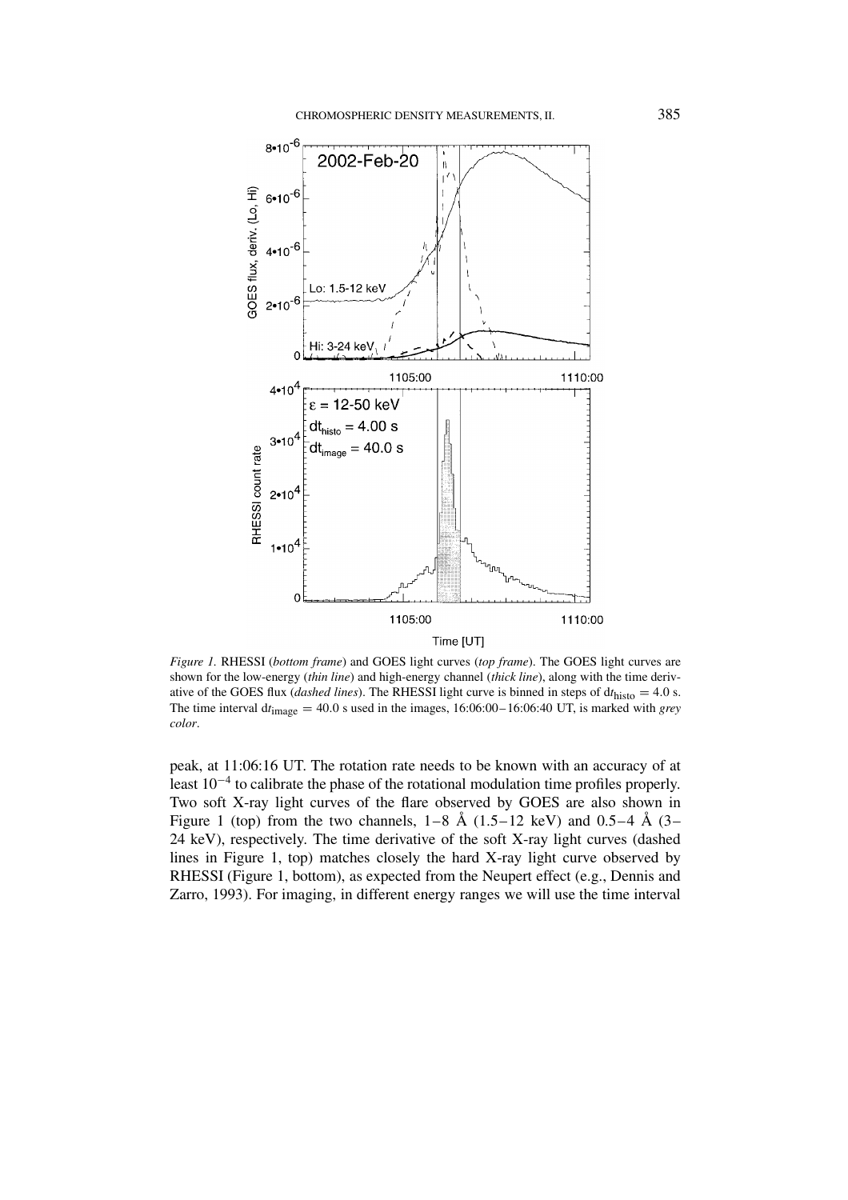*Figure 1.* RHESSI (*bottom frame*) and GOES light curves (*top frame*). The GOES light curves are shown for the low-energy (*thin line*) and high-energy channel (*thick line*), along with the time derivative of the GOES flux (*dashed lines*). The RHESSI light curve is binned in steps of $dt_{histo} = 4.0$ s. The time interval $dt_{image} = 40.0$ s used in the images, 16:06:00–16:06:40 UT, is marked with *grey color*.

peak, at 11:06:16 UT. The rotation rate needs to be known with an accuracy of at least $10^{-4}$ to calibrate the phase of the rotational modulation time profiles properly. Two soft X-ray light curves of the flare observed by GOES are also shown in Figure 1 (top) from the two channels, 1–8 Å (1.5–12 keV) and 0.5–4 Å (3–24 keV), respectively. The time derivative of the soft X-ray light curves (dashed lines in Figure 1, top) matches closely the hard X-ray light curve observed by RHESSI (Figure 1, bottom), as expected from the Neupert effect (e.g., Dennis and Zarro, 1993). For imaging, in different energy ranges we will use the time interval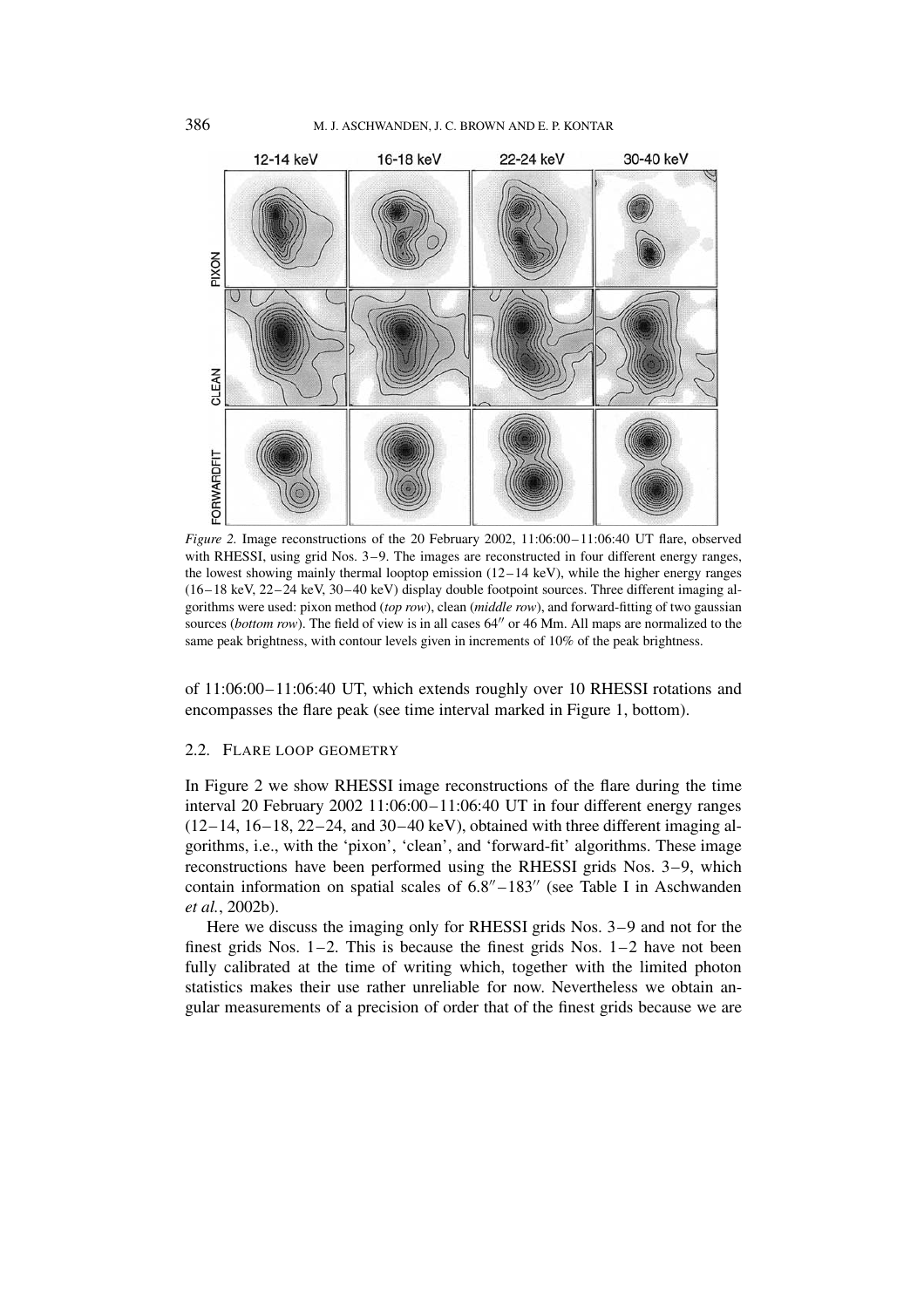*Figure 2.* Image reconstructions of the 20 February 2002, 11:06:00 – 11:06:40 UT flare, observed with RHESSI, using grid Nos. 3 – 9. The images are reconstructed in four different energy ranges, the lowest showing mainly thermal looptop emission (12 – 14 keV), while the higher energy ranges (16 – 18 keV, 22 – 24 keV, 30 – 40 keV) display double footpoint sources. Three different imaging algorithms were used: pixon method (*top row*), clean (*middle row*), and forward-fitting of two gaussian sources (*bottom row*). The field of view is in all cases $64''$ or 46 Mm. All maps are normalized to the same peak brightness, with contour levels given in increments of 10% of the peak brightness.

of 11:06:00 – 11:06:40 UT, which extends roughly over 10 RHESSI rotations and encompasses the flare peak (see time interval marked in Figure 1, bottom).

### 2.2. Flare Loop Geometry

In Figure 2 we show RHESSI image reconstructions of the flare during the time interval 20 February 2002 11:06:00 – 11:06:40 UT in four different energy ranges (12 – 14, 16 – 18, 22 – 24, and 30 – 40 keV), obtained with three different imaging algorithms, i.e., with the 'pixon', 'clean', and 'forward-fit' algorithms. These image reconstructions have been performed using the RHESSI grids Nos. 3 – 9, which contain information on spatial scales of $6.8'' – 183''$ (see Table I in Aschwanden *et al.*, 2002b).

Here we discuss the imaging only for RHESSI grids Nos. 3 – 9 and not for the finest grids Nos. 1 – 2. This is because the finest grids Nos. 1 – 2 have not been fully calibrated at the time of writing which, together with the limited photon statistics makes their use rather unreliable for now. Nevertheless we obtain angular measurements of a precision of order that of the finest grids because we are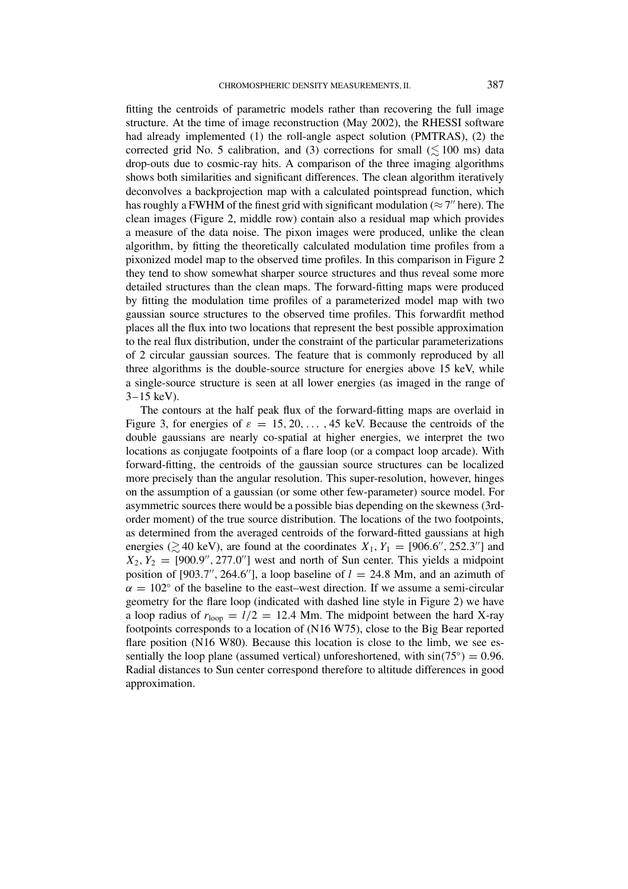fitting the centroids of parametric models rather than recovering the full image structure. At the time of image reconstruction (May 2002), the RHESSI software had already implemented (1) the roll-angle aspect solution (PMTRAS), (2) the corrected grid No. 5 calibration, and (3) corrections for small ($\lesssim 100$ ms) data drop-outs due to cosmic-ray hits. A comparison of the three imaging algorithms shows both similarities and significant differences. The clean algorithm iteratively deconvolves a backprojection map with a calculated pointspread function, which has roughly a FWHM of the finest grid with significant modulation ($\approx 7''$ here). The clean images (Figure 2, middle row) contain also a residual map which provides a measure of the data noise. The pixon images were produced, unlike the clean algorithm, by fitting the theoretically calculated modulation time profiles from a pixonized model map to the observed time profiles. In this comparison in Figure 2 they tend to show somewhat sharper source structures and thus reveal some more detailed structures than the clean maps. The forward-fitting maps were produced by fitting the modulation time profiles of a parameterized model map with two gaussian source structures to the observed time profiles. This forwardfit method places all the flux into two locations that represent the best possible approximation to the real flux distribution, under the constraint of the particular parameterizations of 2 circular gaussian sources. The feature that is commonly reproduced by all three algorithms is the double-source structure for energies above 15 keV, while a single-source structure is seen at all lower energies (as imaged in the range of 3–15 keV).

The contours at the half peak flux of the forward-fitting maps are overlaid in Figure 3, for energies of $\varepsilon = 15, 20, \ldots, 45$ keV. Because the centroids of the double gaussians are nearly co-spatial at higher energies, we interpret the two locations as conjugate footpoints of a flare loop (or a compact loop arcade). With forward-fitting, the centroids of the gaussian source structures can be localized more precisely than the angular resolution. This super-resolution, however, hinges on the assumption of a gaussian (or some other few-parameter) source model. For asymmetric sources there would be a possible bias depending on the skewness (3rd-order moment) of the true source distribution. The locations of the two footpoints, as determined from the averaged centroids of the forward-fitted gaussians at high energies ($\gtrsim 40$ keV), are found at the coordinates $X_1, Y_1 = [906.6'', 252.3'']$ and $X_2, Y_2 = [900.9'', 277.0'']$ west and north of Sun center. This yields a midpoint position of $[903.7'', 264.6'']$, a loop baseline of $l = 24.8$ Mm, and an azimuth of $\alpha = 102°$ of the baseline to the east–west direction. If we assume a semi-circular geometry for the flare loop (indicated with dashed line style in Figure 2) we have a loop radius of $r_{\text{loop}} = l/2 = 12.4$ Mm. The midpoint between the hard X-ray footpoints corresponds to a location of (N16 W75), close to the Big Bear reported flare position (N16 W80). Because this location is close to the limb, we see essentially the loop plane (assumed vertical) unforeshortened, with $\sin(75°) = 0.96$. Radial distances to Sun center correspond therefore to altitude differences in good approximation.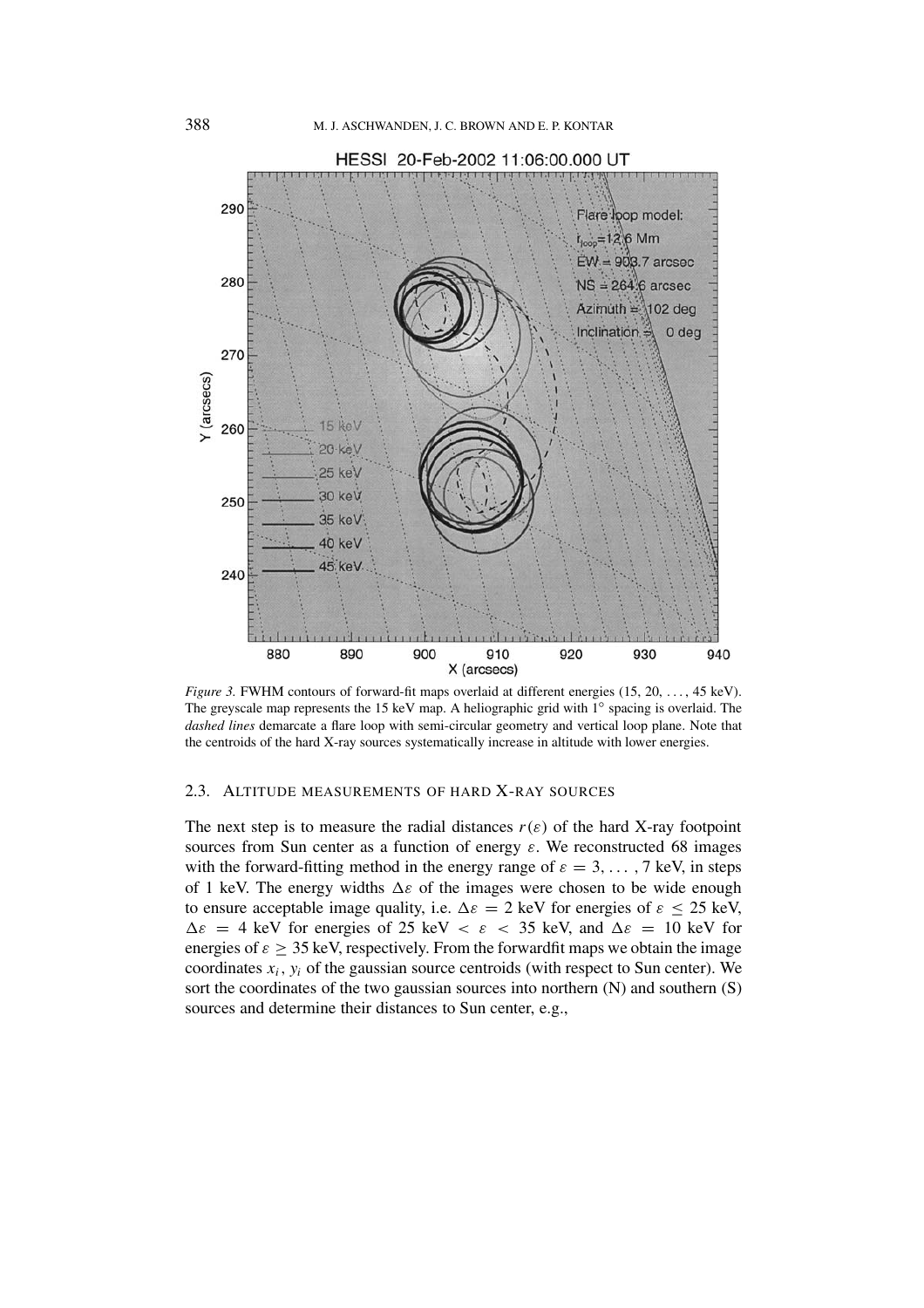*Figure 3.* FWHM contours of forward-fit maps overlaid at different energies (15, 20, ..., 45 keV). The greyscale map represents the 15 keV map. A heliographic grid with 1° spacing is overlaid. The *dashed lines* demarcate a flare loop with semi-circular geometry and vertical loop plane. Note that the centroids of the hard X-ray sources systematically increase in altitude with lower energies.

### 2.3. Altitude Measurements of Hard X-Ray Sources

The next step is to measure the radial distances $r(\varepsilon)$ of the hard X-ray footpoint sources from Sun center as a function of energy $\varepsilon$. We reconstructed 68 images with the forward-fitting method in the energy range of $\varepsilon = 3, \ldots, 7$ keV, in steps of 1 keV. The energy widths $\Delta\varepsilon$ of the images were chosen to be wide enough to ensure acceptable image quality, i.e. $\Delta\varepsilon = 2$ keV for energies of $\varepsilon \leq 25$ keV, $\Delta\varepsilon = 4$ keV for energies of 25 keV $< \varepsilon <$ 35 keV, and $\Delta\varepsilon = 10$ keV for energies of $\varepsilon \geq 35$ keV, respectively. From the forwardfit maps we obtain the image coordinates $x_i$, $y_i$ of the gaussian source centroids (with respect to Sun center). We sort the coordinates of the two gaussian sources into northern (N) and southern (S) sources and determine their distances to Sun center, e.g.,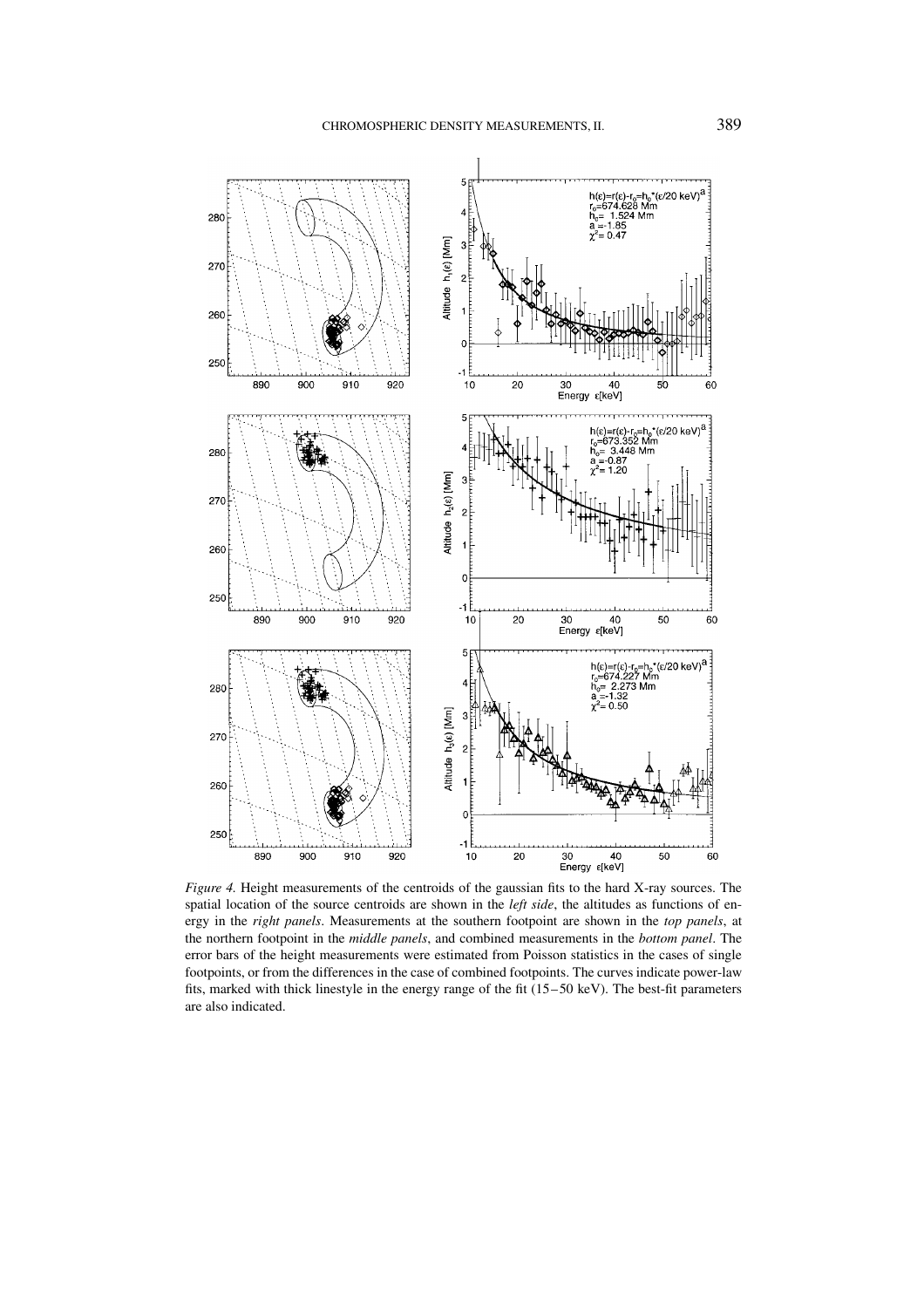*Figure 4.* Height measurements of the centroids of the gaussian fits to the hard X-ray sources. The spatial location of the source centroids are shown in the *left side*, the altitudes as functions of energy in the *right panels*. Measurements at the southern footpoint are shown in the *top panels*, at the northern footpoint in the *middle panels*, and combined measurements in the *bottom panel*. The error bars of the height measurements were estimated from Poisson statistics in the cases of single footpoints, or from the differences in the case of combined footpoints. The curves indicate power-law fits, marked with thick linestyle in the energy range of the fit (15–50 keV). The best-fit parameters are also indicated.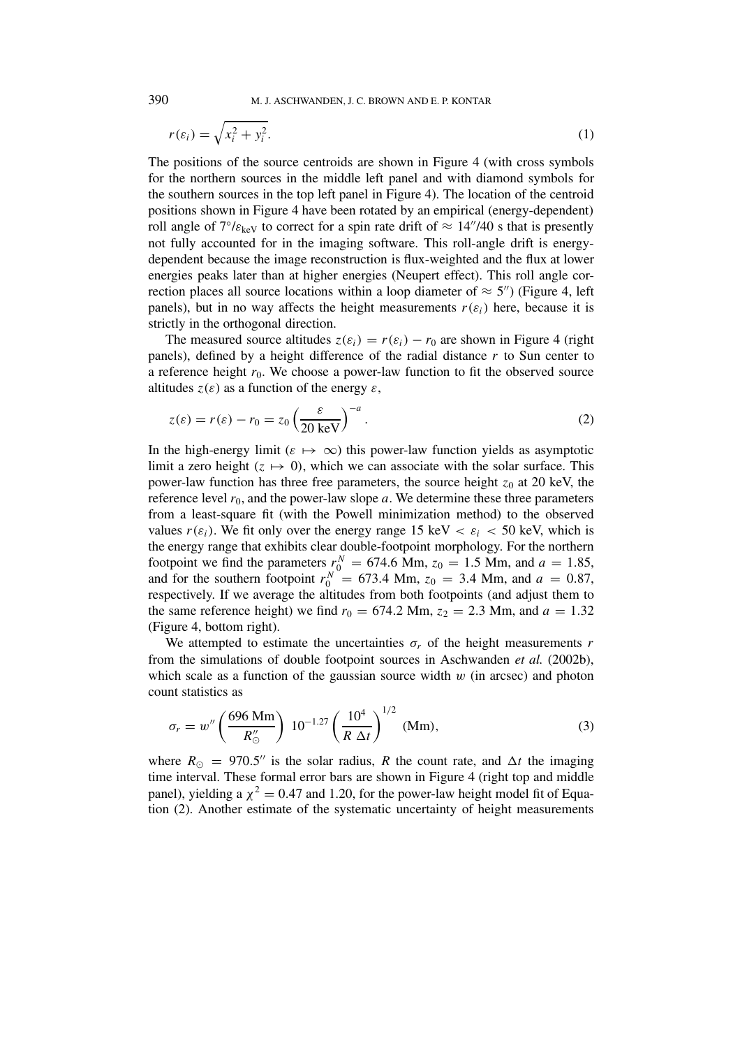$$r(\varepsilon_i) = \sqrt{x_i^2 + y_i^2}. \tag{1}$$

The positions of the source centroids are shown in Figure 4 (with cross symbols for the northern sources in the middle left panel and with diamond symbols for the southern sources in the top left panel in Figure 4). The location of the centroid positions shown in Figure 4 have been rotated by an empirical (energy-dependent) roll angle of $7°/\varepsilon_{\mathrm{keV}}$ to correct for a spin rate drift of $\approx 14''/40$ s that is presently not fully accounted for in the imaging software. This roll-angle drift is energy-dependent because the image reconstruction is flux-weighted and the flux at lower energies peaks later than at higher energies (Neupert effect). This roll angle correction places all source locations within a loop diameter of $\approx 5''$) (Figure 4, left panels), but in no way affects the height measurements $r(\varepsilon_i)$ here, because it is strictly in the orthogonal direction.

The measured source altitudes $z(\varepsilon_i) = r(\varepsilon_i) - r_0$ are shown in Figure 4 (right panels), defined by a height difference of the radial distance $r$ to Sun center to a reference height $r_0$. We choose a power-law function to fit the observed source altitudes $z(\varepsilon)$ as a function of the energy $\varepsilon$,

$$z(\varepsilon) = r(\varepsilon) - r_0 = z_0 \left( \frac{\varepsilon}{20 \text{ keV}} \right)^{-a}. \tag{2}$$

In the high-energy limit ($\varepsilon \mapsto \infty$) this power-law function yields as asymptotic limit a zero height ($z \mapsto 0$), which we can associate with the solar surface. This power-law function has three free parameters, the source height $z_0$ at 20 keV, the reference level $r_0$, and the power-law slope $a$. We determine these three parameters from a least-square fit (with the Powell minimization method) to the observed values $r(\varepsilon_i)$. We fit only over the energy range 15 keV $< \varepsilon_i <$ 50 keV, which is the energy range that exhibits clear double-footpoint morphology. For the northern footpoint we find the parameters $r_0^N = 674.6$ Mm, $z_0 = 1.5$ Mm, and $a = 1.85$, and for the southern footpoint $r_0^N = 673.4$ Mm, $z_0 = 3.4$ Mm, and $a = 0.87$, respectively. If we average the altitudes from both footpoints (and adjust them to the same reference height) we find $r_0 = 674.2$ Mm, $z_2 = 2.3$ Mm, and $a = 1.32$ (Figure 4, bottom right).

We attempted to estimate the uncertainties $\sigma_r$ of the height measurements $r$ from the simulations of double footpoint sources in Aschwanden *et al.* (2002b), which scale as a function of the gaussian source width $w$ (in arcsec) and photon count statistics as

$$\sigma_r = w'' \left( \frac{696 \text{ Mm}}{R''_\odot} \right) 10^{-1.27} \left( \frac{10^4}{R \, \Delta t} \right)^{1/2} \text{ (Mm)}, \tag{3}$$

where $R_\odot = 970.5''$ is the solar radius, $R$ the count rate, and $\Delta t$ the imaging time interval. These formal error bars are shown in Figure 4 (right top and middle panel), yielding a $\chi^2 = 0.47$ and 1.20, for the power-law height model fit of Equation (2). Another estimate of the systematic uncertainty of height measurements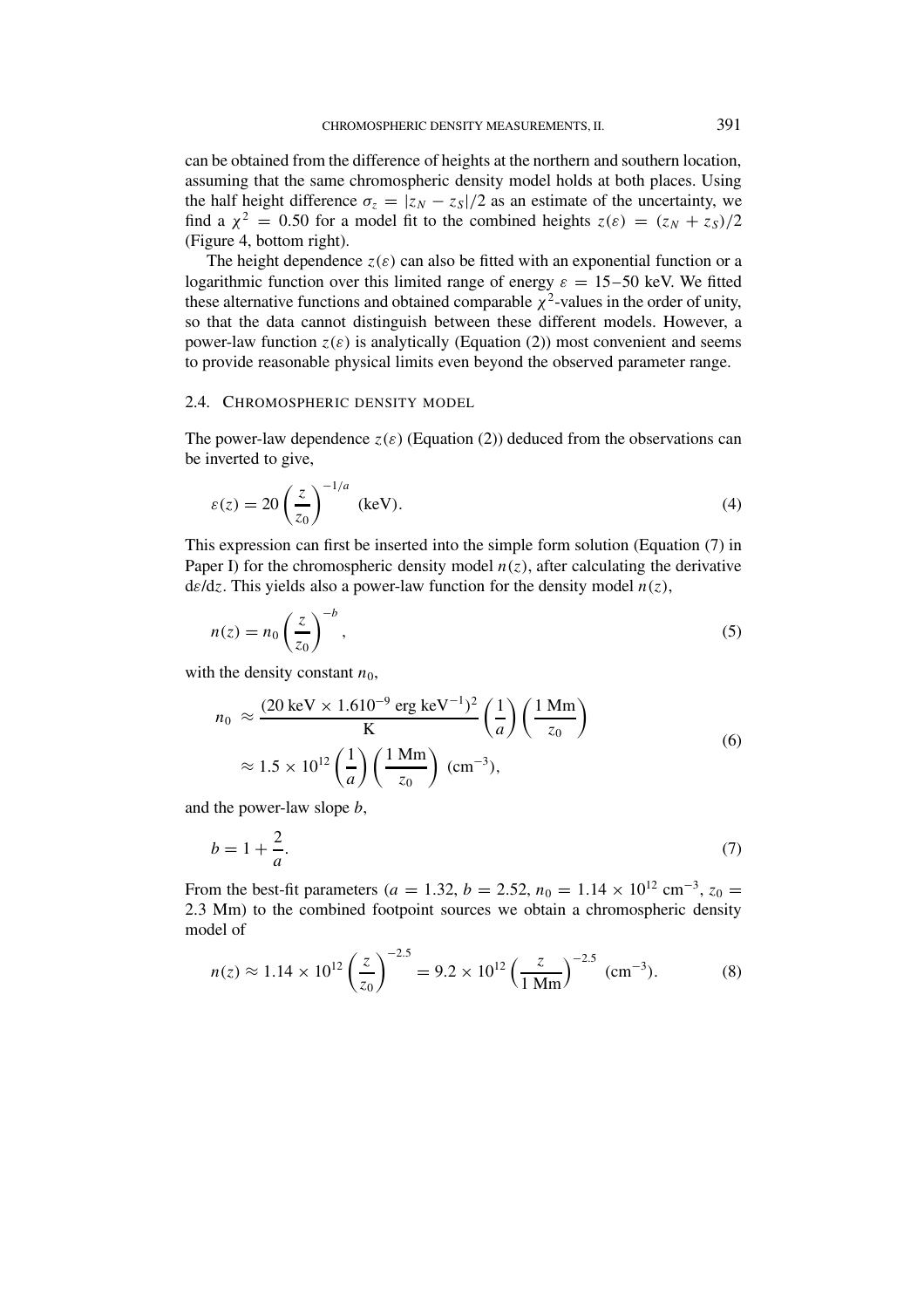can be obtained from the difference of heights at the northern and southern location, assuming that the same chromospheric density model holds at both places. Using the half height difference $\sigma_z = |z_N - z_S|/2$ as an estimate of the uncertainty, we find a $\chi^2 = 0.50$ for a model fit to the combined heights $z(\varepsilon) = (z_N + z_S)/2$ (Figure 4, bottom right).

The height dependence $z(\varepsilon)$ can also be fitted with an exponential function or a logarithmic function over this limited range of energy $\varepsilon = 15$–$50$ keV. We fitted these alternative functions and obtained comparable $\chi^2$-values in the order of unity, so that the data cannot distinguish between these different models. However, a power-law function $z(\varepsilon)$ is analytically (Equation (2)) most convenient and seems to provide reasonable physical limits even beyond the observed parameter range.

### 2.4. Chromospheric Density Model

The power-law dependence $z(\varepsilon)$ (Equation (2)) deduced from the observations can be inverted to give,

$$\varepsilon(z) = 20 \left(\frac{z}{z_0}\right)^{-1/a} \text{ (keV)}. \tag{4}$$

This expression can first be inserted into the simple form solution (Equation (7) in Paper I) for the chromospheric density model $n(z)$, after calculating the derivative $d\varepsilon/dz$. This yields also a power-law function for the density model $n(z)$,

$$n(z) = n_0 \left(\frac{z}{z_0}\right)^{-b}, \tag{5}$$

with the density constant $n_0$,

$$\begin{aligned} n_0 &\approx \frac{(20 \text{ keV} \times 1.610^{-9} \text{ erg keV}^{-1})^2}{\text{K}} \left(\frac{1}{a}\right)\left(\frac{1 \text{ Mm}}{z_0}\right) \\ &\approx 1.5 \times 10^{12} \left(\frac{1}{a}\right)\left(\frac{1 \text{ Mm}}{z_0}\right) \text{ (cm}^{-3}\text{)}, \end{aligned} \tag{6}$$

and the power-law slope $b$,

$$b = 1 + \frac{2}{a}. \tag{7}$$

From the best-fit parameters ($a = 1.32$, $b = 2.52$, $n_0 = 1.14 \times 10^{12}$ cm$^{-3}$, $z_0 = 2.3$ Mm) to the combined footpoint sources we obtain a chromospheric density model of

$$n(z) \approx 1.14 \times 10^{12} \left(\frac{z}{z_0}\right)^{-2.5} = 9.2 \times 10^{12} \left(\frac{z}{1 \text{ Mm}}\right)^{-2.5} \text{ (cm}^{-3}\text{)}. \tag{8}$$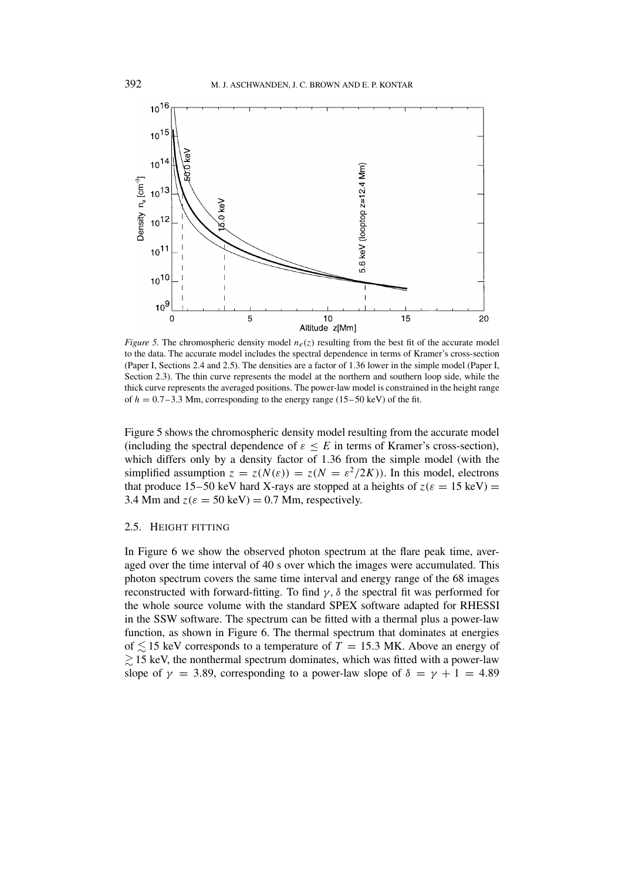*Figure 5.* The chromospheric density model $n_e(z)$ resulting from the best fit of the accurate model to the data. The accurate model includes the spectral dependence in terms of Kramer's cross-section (Paper I, Sections 2.4 and 2.5). The densities are a factor of 1.36 lower in the simple model (Paper I, Section 2.3). The thin curve represents the model at the northern and southern loop side, while the thick curve represents the averaged positions. The power-law model is constrained in the height range of $h = 0.7-3.3$ Mm, corresponding to the energy range (15–50 keV) of the fit.

Figure 5 shows the chromospheric density model resulting from the accurate model (including the spectral dependence of $\varepsilon \leq E$ in terms of Kramer's cross-section), which differs only by a density factor of 1.36 from the simple model (with the simplified assumption $z = z(N(\varepsilon)) = z(N = \varepsilon^2/2K)$). In this model, electrons that produce 15–50 keV hard X-rays are stopped at a heights of $z(\varepsilon = 15 \text{ keV}) = 3.4$ Mm and $z(\varepsilon = 50 \text{ keV}) = 0.7$ Mm, respectively.

### 2.5. Height Fitting

In Figure 6 we show the observed photon spectrum at the flare peak time, averaged over the time interval of 40 s over which the images were accumulated. This photon spectrum covers the same time interval and energy range of the 68 images reconstructed with forward-fitting. To find $\gamma, \delta$ the spectral fit was performed for the whole source volume with the standard SPEX software adapted for RHESSI in the SSW software. The spectrum can be fitted with a thermal plus a power-law function, as shown in Figure 6. The thermal spectrum that dominates at energies of $\lesssim 15$ keV corresponds to a temperature of $T = 15.3$ MK. Above an energy of $\gtrsim 15$ keV, the nonthermal spectrum dominates, which was fitted with a power-law slope of $\gamma = 3.89$, corresponding to a power-law slope of $\delta = \gamma + 1 = 4.89$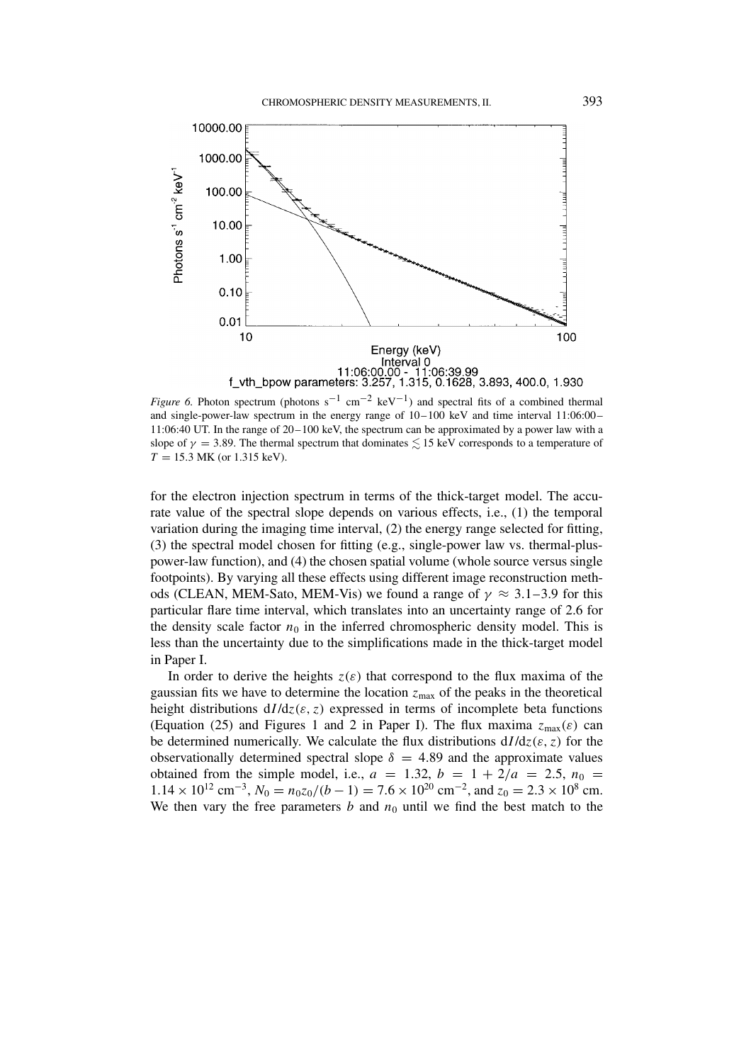*Figure 6.* Photon spectrum (photons $s^{-1}$ $cm^{-2}$ $keV^{-1}$) and spectral fits of a combined thermal and single-power-law spectrum in the energy range of 10–100 keV and time interval 11:06:00–11:06:40 UT. In the range of 20–100 keV, the spectrum can be approximated by a power law with a slope of $\gamma = 3.89$. The thermal spectrum that dominates $\lesssim 15$ keV corresponds to a temperature of $T = 15.3$ MK (or 1.315 keV).

for the electron injection spectrum in terms of the thick-target model. The accurate value of the spectral slope depends on various effects, i.e., (1) the temporal variation during the imaging time interval, (2) the energy range selected for fitting, (3) the spectral model chosen for fitting (e.g., single-power law vs. thermal-plus-power-law function), and (4) the chosen spatial volume (whole source versus single footpoints). By varying all these effects using different image reconstruction methods (CLEAN, MEM-Sato, MEM-Vis) we found a range of $\gamma \approx 3.1$–$3.9$ for this particular flare time interval, which translates into an uncertainty range of 2.6 for the density scale factor $n_0$ in the inferred chromospheric density model. This is less than the uncertainty due to the simplifications made in the thick-target model in Paper I.

In order to derive the heights $z(\varepsilon)$ that correspond to the flux maxima of the gaussian fits we have to determine the location $z_{\max}$ of the peaks in the theoretical height distributions $dI/dz(\varepsilon, z)$ expressed in terms of incomplete beta functions (Equation (25) and Figures 1 and 2 in Paper I). The flux maxima $z_{\max}(\varepsilon)$ can be determined numerically. We calculate the flux distributions $dI/dz(\varepsilon, z)$ for the observationally determined spectral slope $\delta = 4.89$ and the approximate values obtained from the simple model, i.e., $a = 1.32$, $b = 1 + 2/a = 2.5$, $n_0 = 1.14 \times 10^{12}$ $cm^{-3}$, $N_0 = n_0 z_0/(b-1) = 7.6 \times 10^{20}$ $cm^{-2}$, and $z_0 = 2.3 \times 10^8$ cm. We then vary the free parameters $b$ and $n_0$ until we find the best match to the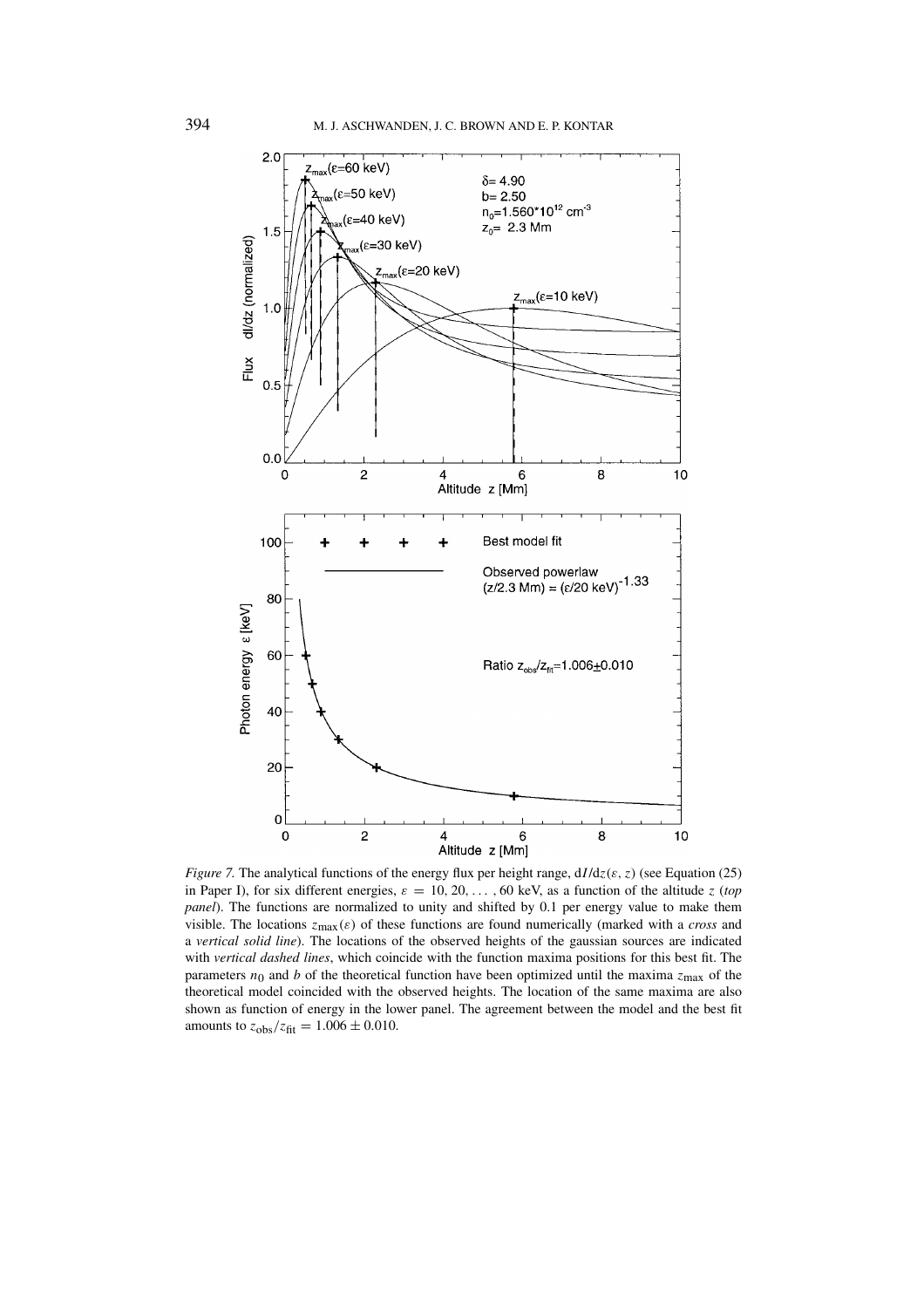*Figure 7.* The analytical functions of the energy flux per height range, $dI/dz(\varepsilon, z)$ (see Equation (25) in Paper I), for six different energies, $\varepsilon = 10, 20, \ldots, 60$ keV, as a function of the altitude $z$ (*top panel*). The functions are normalized to unity and shifted by 0.1 per energy value to make them visible. The locations $z_{\max}(\varepsilon)$ of these functions are found numerically (marked with a *cross* and a *vertical solid line*). The locations of the observed heights of the gaussian sources are indicated with *vertical dashed lines*, which coincide with the function maxima positions for this best fit. The parameters $n_0$ and $b$ of the theoretical function have been optimized until the maxima $z_{\max}$ of the theoretical model coincided with the observed heights. The location of the same maxima are also shown as function of energy in the lower panel. The agreement between the model and the best fit amounts to $z_{\mathrm{obs}}/z_{\mathrm{fit}} = 1.006 \pm 0.010$.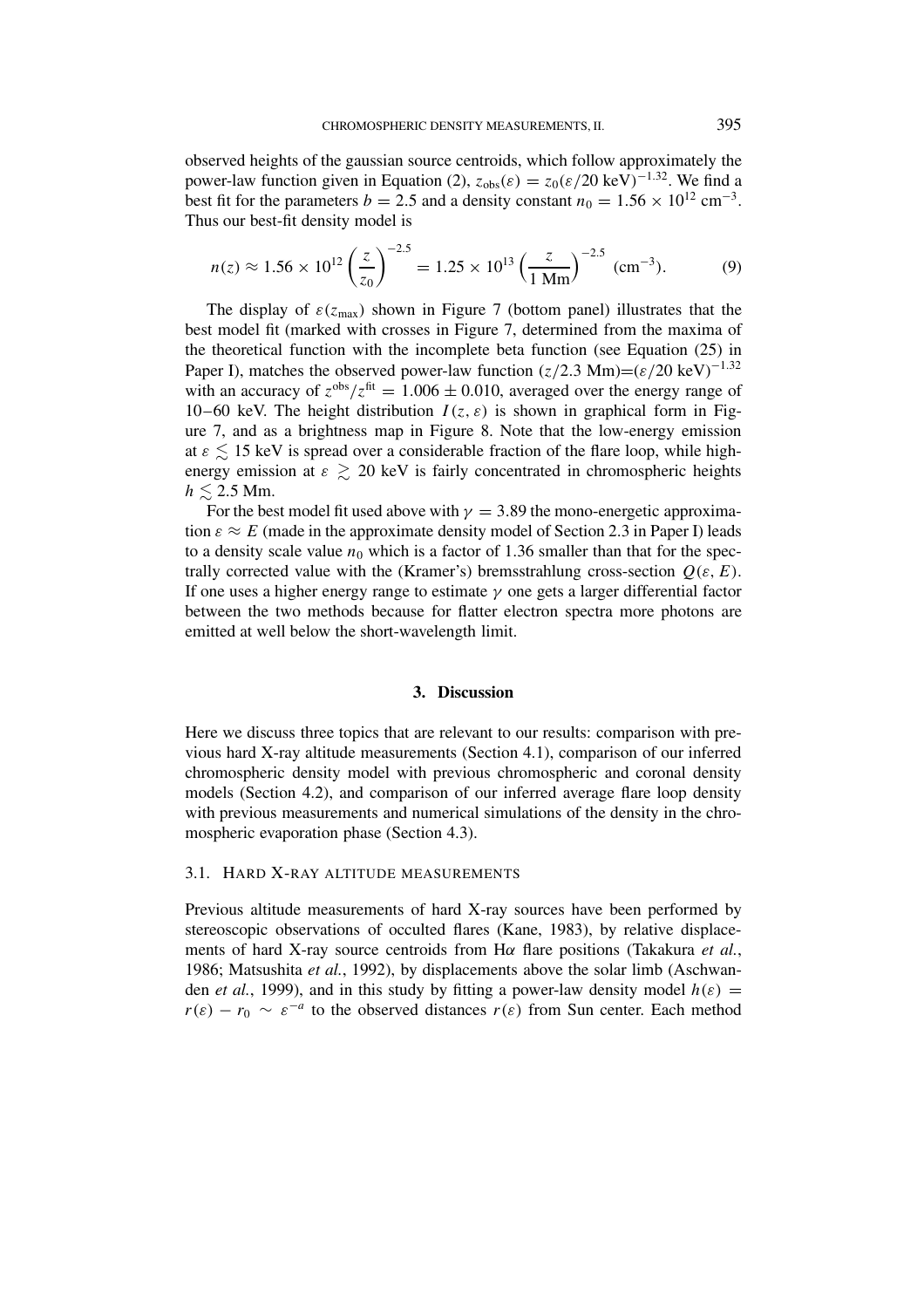observed heights of the gaussian source centroids, which follow approximately the power-law function given in Equation (2), $z_{obs}(\varepsilon) = z_0(\varepsilon/20 \text{ keV})^{-1.32}$. We find a best fit for the parameters $b = 2.5$ and a density constant $n_0 = 1.56 \times 10^{12}$ cm$^{-3}$. Thus our best-fit density model is

$$n(z) \approx 1.56 \times 10^{12} \left(\frac{z}{z_0}\right)^{-2.5} = 1.25 \times 10^{13} \left(\frac{z}{1 \text{ Mm}}\right)^{-2.5} \text{ (cm}^{-3}\text{)}. \tag{9}$$

The display of $\varepsilon(z_{max})$ shown in Figure 7 (bottom panel) illustrates that the best model fit (marked with crosses in Figure 7, determined from the maxima of the theoretical function with the incomplete beta function (see Equation (25) in Paper I), matches the observed power-law function $(z/2.3 \text{ Mm}) = (\varepsilon/20 \text{ keV})^{-1.32}$ with an accuracy of $z^{obs}/z^{fit} = 1.006 \pm 0.010$, averaged over the energy range of 10–60 keV. The height distribution $I(z, \varepsilon)$ is shown in graphical form in Figure 7, and as a brightness map in Figure 8. Note that the low-energy emission at $\varepsilon \lesssim 15$ keV is spread over a considerable fraction of the flare loop, while high-energy emission at $\varepsilon \gtrsim 20$ keV is fairly concentrated in chromospheric heights $h \lesssim 2.5$ Mm.

For the best model fit used above with $\gamma = 3.89$ the mono-energetic approximation $\varepsilon \approx E$ (made in the approximate density model of Section 2.3 in Paper I) leads to a density scale value $n_0$ which is a factor of 1.36 smaller than that for the spectrally corrected value with the (Kramer's) bremsstrahlung cross-section $Q(\varepsilon, E)$. If one uses a higher energy range to estimate $\gamma$ one gets a larger differential factor between the two methods because for flatter electron spectra more photons are emitted at well below the short-wavelength limit.

## 3. Discussion

Here we discuss three topics that are relevant to our results: comparison with previous hard X-ray altitude measurements (Section 4.1), comparison of our inferred chromospheric density model with previous chromospheric and coronal density models (Section 4.2), and comparison of our inferred average flare loop density with previous measurements and numerical simulations of the density in the chromospheric evaporation phase (Section 4.3).

### 3.1. Hard X-ray altitude measurements

Previous altitude measurements of hard X-ray sources have been performed by stereoscopic observations of occulted flares (Kane, 1983), by relative displacements of hard X-ray source centroids from H$\alpha$ flare positions (Takakura *et al.*, 1986; Matsushita *et al.*, 1992), by displacements above the solar limb (Aschwanden *et al.*, 1999), and in this study by fitting a power-law density model $h(\varepsilon) = r(\varepsilon) - r_0 \sim \varepsilon^{-a}$ to the observed distances $r(\varepsilon)$ from Sun center. Each method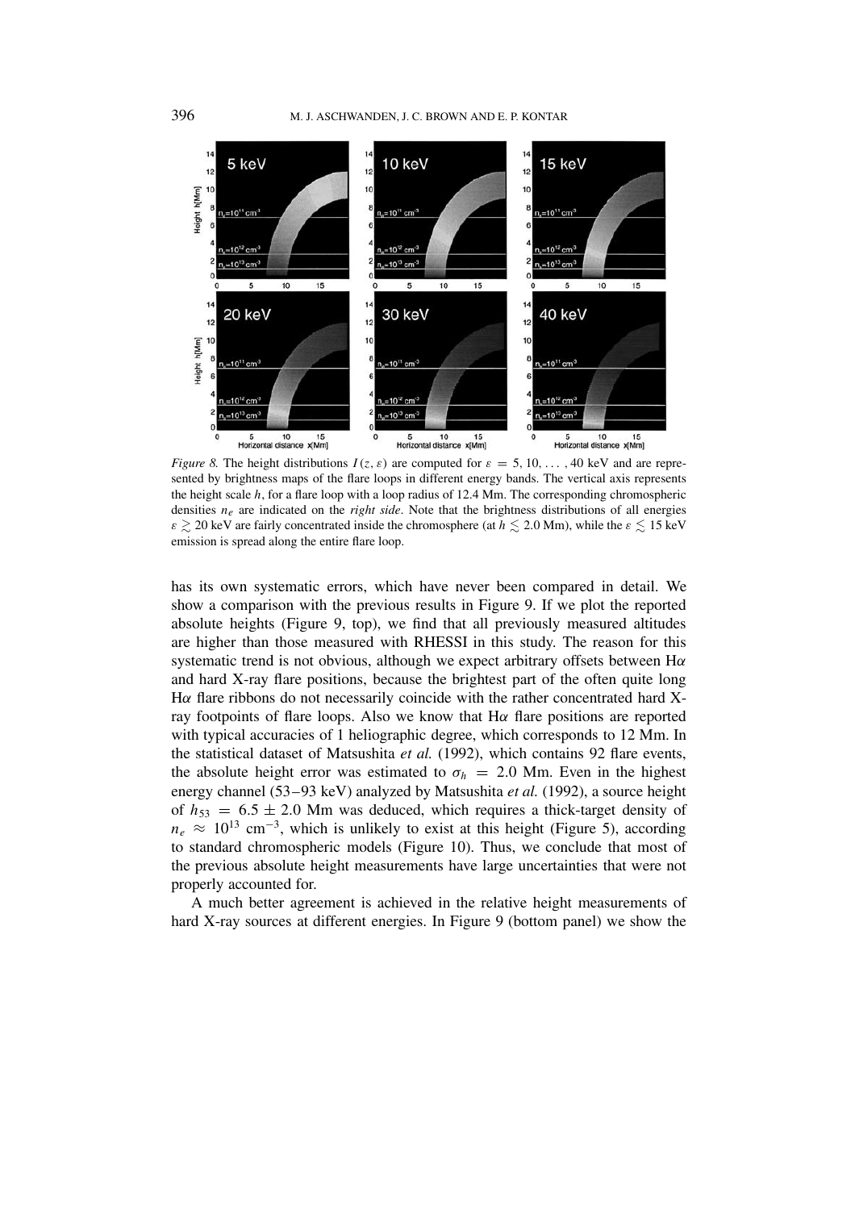*Figure 8.* The height distributions $I(z, \varepsilon)$ are computed for $\varepsilon = 5, 10, \ldots, 40$ keV and are represented by brightness maps of the flare loops in different energy bands. The vertical axis represents the height scale $h$, for a flare loop with a loop radius of 12.4 Mm. The corresponding chromospheric densities $n_e$ are indicated on the *right side*. Note that the brightness distributions of all energies $\varepsilon \gtrsim 20$ keV are fairly concentrated inside the chromosphere (at $h \lesssim 2.0$ Mm), while the $\varepsilon \lesssim 15$ keV emission is spread along the entire flare loop.

has its own systematic errors, which have never been compared in detail. We show a comparison with the previous results in Figure 9. If we plot the reported absolute heights (Figure 9, top), we find that all previously measured altitudes are higher than those measured with RHESSI in this study. The reason for this systematic trend is not obvious, although we expect arbitrary offsets between H$\alpha$ and hard X-ray flare positions, because the brightest part of the often quite long H$\alpha$ flare ribbons do not necessarily coincide with the rather concentrated hard X-ray footpoints of flare loops. Also we know that H$\alpha$ flare positions are reported with typical accuracies of 1 heliographic degree, which corresponds to 12 Mm. In the statistical dataset of Matsushita *et al.* (1992), which contains 92 flare events, the absolute height error was estimated to $\sigma_h = 2.0$ Mm. Even in the highest energy channel (53–93 keV) analyzed by Matsushita *et al.* (1992), a source height of $h_{53} = 6.5 \pm 2.0$ Mm was deduced, which requires a thick-target density of $n_e \approx 10^{13}$ cm$^{-3}$, which is unlikely to exist at this height (Figure 5), according to standard chromospheric models (Figure 10). Thus, we conclude that most of the previous absolute height measurements have large uncertainties that were not properly accounted for.

A much better agreement is achieved in the relative height measurements of hard X-ray sources at different energies. In Figure 9 (bottom panel) we show the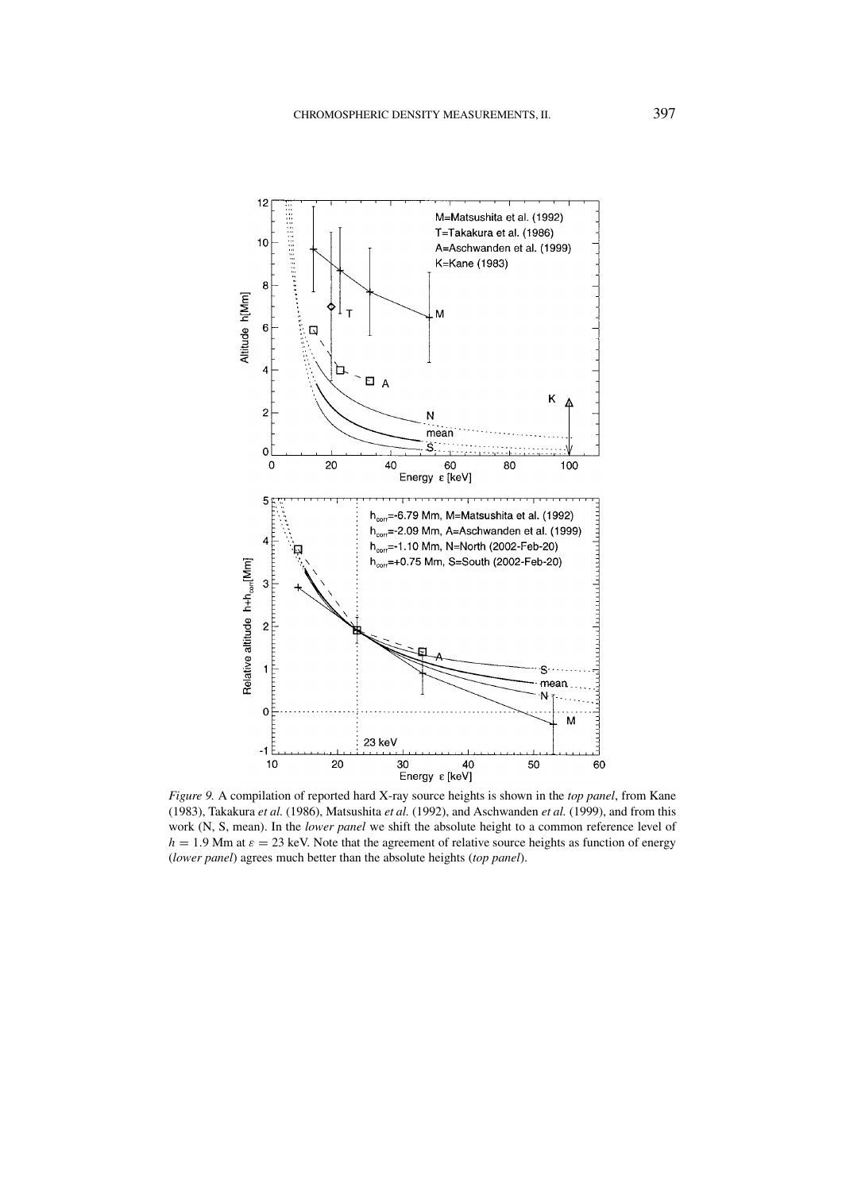*Figure 9.* A compilation of reported hard X-ray source heights is shown in the *top panel*, from Kane (1983), Takakura *et al.* (1986), Matsushita *et al.* (1992), and Aschwanden *et al.* (1999), and from this work (N, S, mean). In the *lower panel* we shift the absolute height to a common reference level of $h = 1.9$ Mm at $\varepsilon = 23$ keV. Note that the agreement of relative source heights as function of energy (*lower panel*) agrees much better than the absolute heights (*top panel*).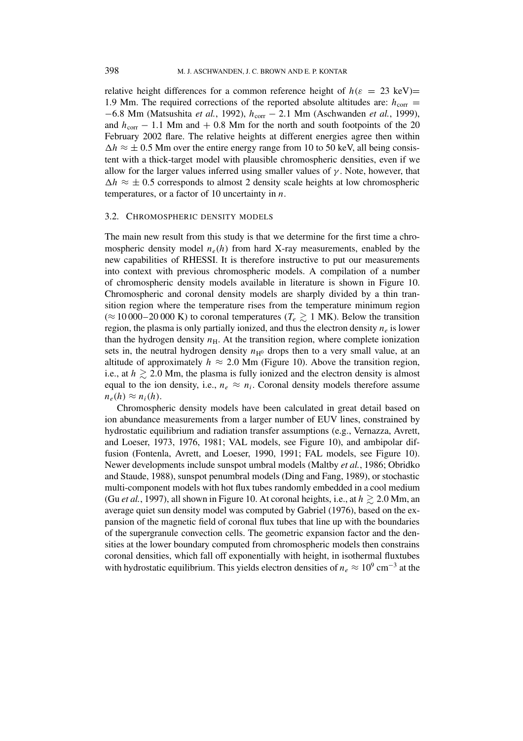relative height differences for a common reference height of $h(\varepsilon = 23 \text{ keV})=$ 1.9 Mm. The required corrections of the reported absolute altitudes are: $h_{\text{corr}} = -6.8$ Mm (Matsushita *et al.*, 1992), $h_{\text{corr}} - 2.1$ Mm (Aschwanden *et al.*, 1999), and $h_{\text{corr}} - 1.1$ Mm and $+ 0.8$ Mm for the north and south footpoints of the 20 February 2002 flare. The relative heights at different energies agree then within $\Delta h \approx \pm 0.5$ Mm over the entire energy range from 10 to 50 keV, all being consistent with a thick-target model with plausible chromospheric densities, even if we allow for the larger values inferred using smaller values of $\gamma$. Note, however, that $\Delta h \approx \pm 0.5$ corresponds to almost 2 density scale heights at low chromospheric temperatures, or a factor of 10 uncertainty in $n$.

### 3.2. Chromospheric Density Models

The main new result from this study is that we determine for the first time a chromospheric density model $n_e(h)$ from hard X-ray measurements, enabled by the new capabilities of RHESSI. It is therefore instructive to put our measurements into context with previous chromospheric models. A compilation of a number of chromospheric density models available in literature is shown in Figure 10. Chromospheric and coronal density models are sharply divided by a thin transition region where the temperature rises from the temperature minimum region ($\approx 10\,000$–$20\,000$ K) to coronal temperatures ($T_e \gtrsim 1$ MK). Below the transition region, the plasma is only partially ionized, and thus the electron density $n_e$ is lower than the hydrogen density $n_{\text{H}}$. At the transition region, where complete ionization sets in, the neutral hydrogen density $n_{\text{H}^0}$ drops then to a very small value, at an altitude of approximately $h \approx 2.0$ Mm (Figure 10). Above the transition region, i.e., at $h \gtrsim 2.0$ Mm, the plasma is fully ionized and the electron density is almost equal to the ion density, i.e., $n_e \approx n_i$. Coronal density models therefore assume $n_e(h) \approx n_i(h)$.

Chromospheric density models have been calculated in great detail based on ion abundance measurements from a larger number of EUV lines, constrained by hydrostatic equilibrium and radiation transfer assumptions (e.g., Vernazza, Avrett, and Loeser, 1973, 1976, 1981; VAL models, see Figure 10), and ambipolar diffusion (Fontenla, Avrett, and Loeser, 1990, 1991; FAL models, see Figure 10). Newer developments include sunspot umbral models (Maltby *et al.*, 1986; Obridko and Staude, 1988), sunspot penumbral models (Ding and Fang, 1989), or stochastic multi-component models with hot flux tubes randomly embedded in a cool medium (Gu *et al.*, 1997), all shown in Figure 10. At coronal heights, i.e., at $h \gtrsim 2.0$ Mm, an average quiet sun density model was computed by Gabriel (1976), based on the expansion of the magnetic field of coronal flux tubes that line up with the boundaries of the supergranule convection cells. The geometric expansion factor and the densities at the lower boundary computed from chromospheric models then constrains coronal densities, which fall off exponentially with height, in isothermal fluxtubes with hydrostatic equilibrium. This yields electron densities of $n_e \approx 10^9$ cm$^{-3}$ at the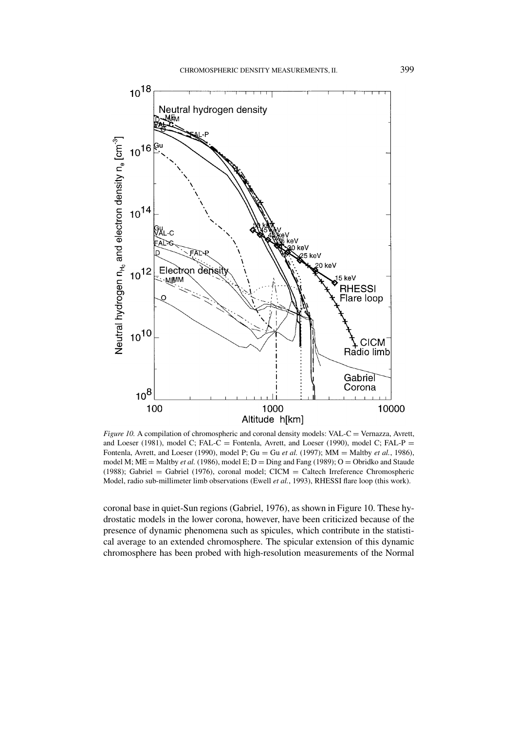*Figure 10.* A compilation of chromospheric and coronal density models: VAL-C = Vernazza, Avrett, and Loeser (1981), model C; FAL-C = Fontenla, Avrett, and Loeser (1990), model C; FAL-P = Fontenla, Avrett, and Loeser (1990), model P; Gu = Gu *et al.* (1997); MM = Maltby *et al.*, 1986), model M; ME = Maltby *et al.* (1986), model E; D = Ding and Fang (1989); O = Obridko and Staude (1988); Gabriel = Gabriel (1976), coronal model; CICM = Caltech Irreference Chromospheric Model, radio sub-millimeter limb observations (Ewell *et al.*, 1993), RHESSI flare loop (this work).

coronal base in quiet-Sun regions (Gabriel, 1976), as shown in Figure 10. These hydrostatic models in the lower corona, however, have been criticized because of the presence of dynamic phenomena such as spicules, which contribute in the statistical average to an extended chromosphere. The spicular extension of this dynamic chromosphere has been probed with high-resolution measurements of the Normal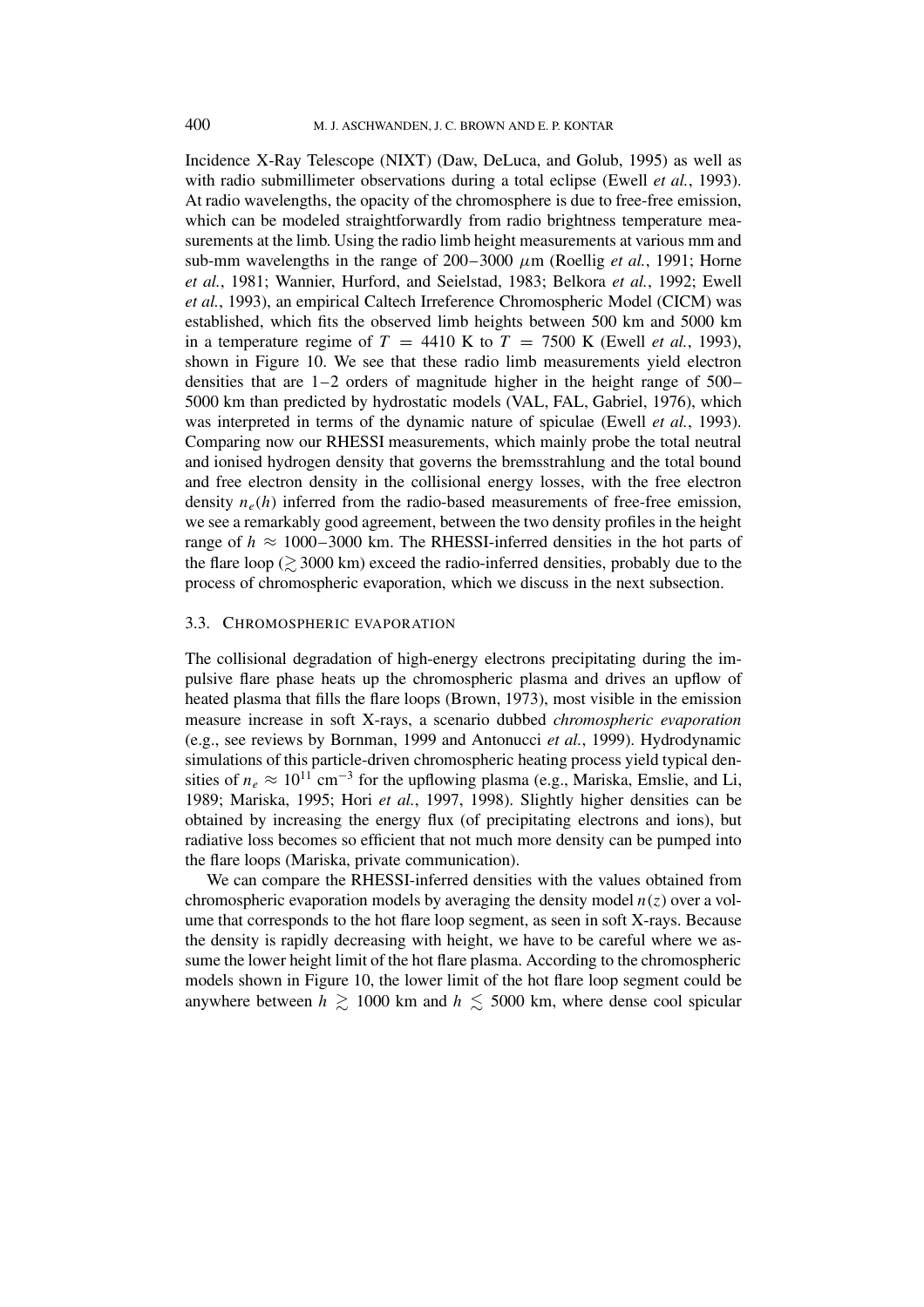Incidence X-Ray Telescope (NIXT) (Daw, DeLuca, and Golub, 1995) as well as with radio submillimeter observations during a total eclipse (Ewell *et al.*, 1993). At radio wavelengths, the opacity of the chromosphere is due to free-free emission, which can be modeled straightforwardly from radio brightness temperature measurements at the limb. Using the radio limb height measurements at various mm and sub-mm wavelengths in the range of 200–3000 $\mu$m (Roellig *et al.*, 1991; Horne *et al.*, 1981; Wannier, Hurford, and Seielstad, 1983; Belkora *et al.*, 1992; Ewell *et al.*, 1993), an empirical Caltech Irreference Chromospheric Model (CICM) was established, which fits the observed limb heights between 500 km and 5000 km in a temperature regime of $T = 4410$ K to $T = 7500$ K (Ewell *et al.*, 1993), shown in Figure 10. We see that these radio limb measurements yield electron densities that are 1–2 orders of magnitude higher in the height range of 500–5000 km than predicted by hydrostatic models (VAL, FAL, Gabriel, 1976), which was interpreted in terms of the dynamic nature of spiculae (Ewell *et al.*, 1993). Comparing now our RHESSI measurements, which mainly probe the total neutral and ionised hydrogen density that governs the bremsstrahlung and the total bound and free electron density in the collisional energy losses, with the free electron density $n_e(h)$ inferred from the radio-based measurements of free-free emission, we see a remarkably good agreement, between the two density profiles in the height range of $h \approx 1000$–3000 km. The RHESSI-inferred densities in the hot parts of the flare loop ($\gtrsim 3000$ km) exceed the radio-inferred densities, probably due to the process of chromospheric evaporation, which we discuss in the next subsection.

### 3.3. Chromospheric Evaporation

The collisional degradation of high-energy electrons precipitating during the impulsive flare phase heats up the chromospheric plasma and drives an upflow of heated plasma that fills the flare loops (Brown, 1973), most visible in the emission measure increase in soft X-rays, a scenario dubbed *chromospheric evaporation* (e.g., see reviews by Bornman, 1999 and Antonucci *et al.*, 1999). Hydrodynamic simulations of this particle-driven chromospheric heating process yield typical densities of $n_e \approx 10^{11}$ cm$^{-3}$ for the upflowing plasma (e.g., Mariska, Emslie, and Li, 1989; Mariska, 1995; Hori *et al.*, 1997, 1998). Slightly higher densities can be obtained by increasing the energy flux (of precipitating electrons and ions), but radiative loss becomes so efficient that not much more density can be pumped into the flare loops (Mariska, private communication).

We can compare the RHESSI-inferred densities with the values obtained from chromospheric evaporation models by averaging the density model $n(z)$ over a volume that corresponds to the hot flare loop segment, as seen in soft X-rays. Because the density is rapidly decreasing with height, we have to be careful where we assume the lower height limit of the hot flare plasma. According to the chromospheric models shown in Figure 10, the lower limit of the hot flare loop segment could be anywhere between $h \gtrsim 1000$ km and $h \lesssim 5000$ km, where dense cool spicular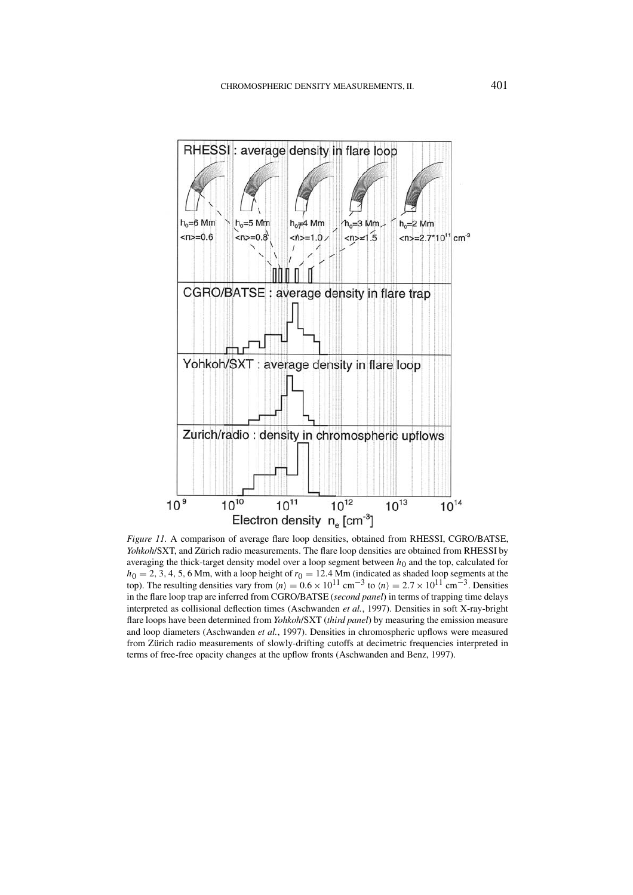*Figure 11*. A comparison of average flare loop densities, obtained from RHESSI, CGRO/BATSE, *Yohkoh*/SXT, and Zürich radio measurements. The flare loop densities are obtained from RHESSI by averaging the thick-target density model over a loop segment between $h_0$ and the top, calculated for $h_0 = 2, 3, 4, 5, 6$ Mm, with a loop height of $r_0 = 12.4$ Mm (indicated as shaded loop segments at the top). The resulting densities vary from $\langle n \rangle = 0.6 \times 10^{11}$ cm$^{-3}$ to $\langle n \rangle = 2.7 \times 10^{11}$ cm$^{-3}$. Densities in the flare loop trap are inferred from CGRO/BATSE (*second panel*) in terms of trapping time delays interpreted as collisional deflection times (Aschwanden *et al.*, 1997). Densities in soft X-ray-bright flare loops have been determined from *Yohkoh*/SXT (*third panel*) by measuring the emission measure and loop diameters (Aschwanden *et al.*, 1997). Densities in chromospheric upflows were measured from Zürich radio measurements of slowly-drifting cutoffs at decimetric frequencies interpreted in terms of free-free opacity changes at the upflow fronts (Aschwanden and Benz, 1997).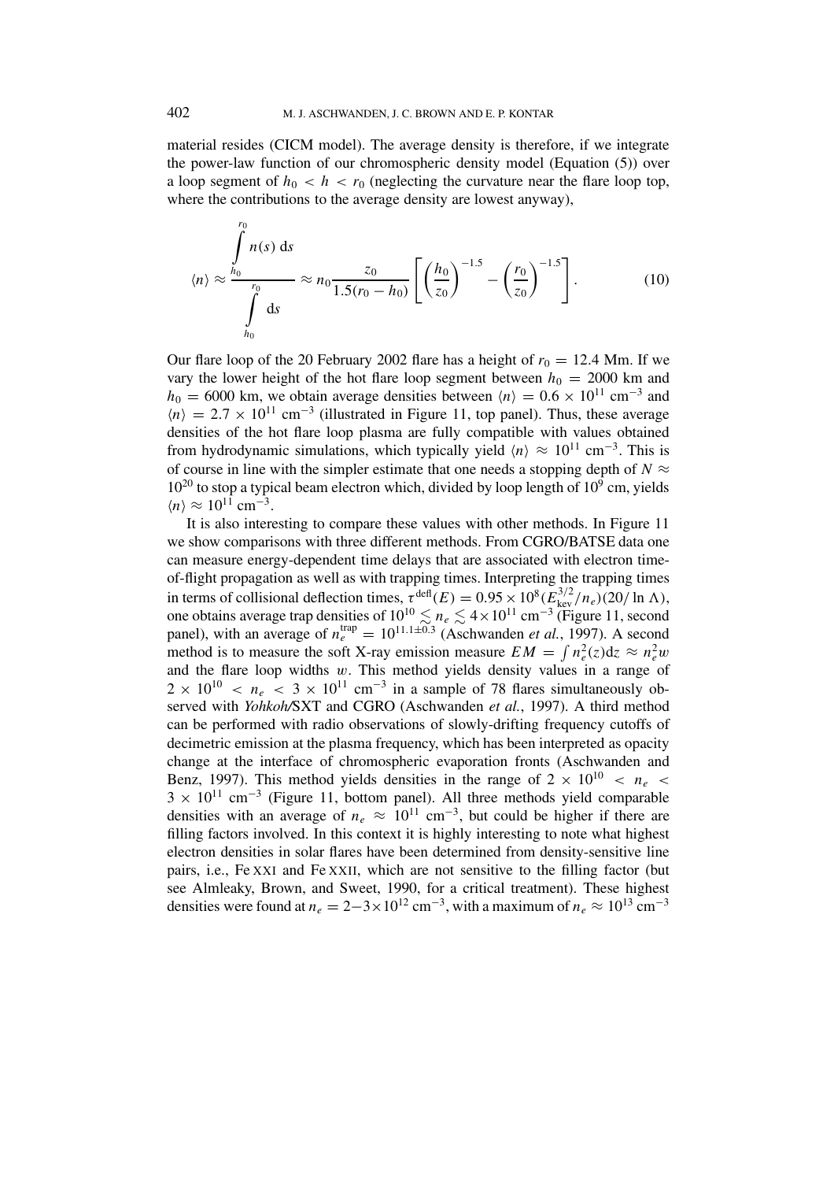material resides (CICM model). The average density is therefore, if we integrate the power-law function of our chromospheric density model (Equation (5)) over a loop segment of $h_0 < h < r_0$ (neglecting the curvature near the flare loop top, where the contributions to the average density are lowest anyway),

$$\langle n \rangle \approx \frac{\int_{h_0}^{r_0} n(s)\, \mathrm{d}s}{\int_{h_0}^{r_0} \mathrm{d}s} \approx n_0 \frac{z_0}{1.5(r_0 - h_0)} \left[ \left( \frac{h_0}{z_0} \right)^{-1.5} - \left( \frac{r_0}{z_0} \right)^{-1.5} \right]. \tag{10}$$

Our flare loop of the 20 February 2002 flare has a height of $r_0 = 12.4$ Mm. If we vary the lower height of the hot flare loop segment between $h_0 = 2000$ km and $h_0 = 6000$ km, we obtain average densities between $\langle n \rangle = 0.6 \times 10^{11}$ cm$^{-3}$ and $\langle n \rangle = 2.7 \times 10^{11}$ cm$^{-3}$ (illustrated in Figure 11, top panel). Thus, these average densities of the hot flare loop plasma are fully compatible with values obtained from hydrodynamic simulations, which typically yield $\langle n \rangle \approx 10^{11}$ cm$^{-3}$. This is of course in line with the simpler estimate that one needs a stopping depth of $N \approx 10^{20}$ to stop a typical beam electron which, divided by loop length of $10^9$ cm, yields $\langle n \rangle \approx 10^{11}$ cm$^{-3}$.

It is also interesting to compare these values with other methods. In Figure 11 we show comparisons with three different methods. From CGRO/BATSE data one can measure energy-dependent time delays that are associated with electron time-of-flight propagation as well as with trapping times. Interpreting the trapping times in terms of collisional deflection times, $\tau^{\mathrm{defl}}(E) = 0.95 \times 10^8 (E_{\mathrm{kev}}^{3/2}/n_e)(20/\ln \Lambda)$, one obtains average trap densities of $10^{10} \lesssim n_e \lesssim 4 \times 10^{11}$ cm$^{-3}$ (Figure 11, second panel), with an average of $n_e^{\mathrm{trap}} = 10^{11.1 \pm 0.3}$ (Aschwanden *et al.*, 1997). A second method is to measure the soft X-ray emission measure $EM = \int n_e^2(z) \mathrm{d}z \approx n_e^2 w$ and the flare loop widths $w$. This method yields density values in a range of $2 \times 10^{10} < n_e < 3 \times 10^{11}$ cm$^{-3}$ in a sample of 78 flares simultaneously observed with *Yohkoh*/SXT and CGRO (Aschwanden *et al.*, 1997). A third method can be performed with radio observations of slowly-drifting frequency cutoffs of decimetric emission at the plasma frequency, which has been interpreted as opacity change at the interface of chromospheric evaporation fronts (Aschwanden and Benz, 1997). This method yields densities in the range of $2 \times 10^{10} < n_e < 3 \times 10^{11}$ cm$^{-3}$ (Figure 11, bottom panel). All three methods yield comparable densities with an average of $n_e \approx 10^{11}$ cm$^{-3}$, but could be higher if there are filling factors involved. In this context it is highly interesting to note what highest electron densities in solar flares have been determined from density-sensitive line pairs, i.e., Fe XXI and Fe XXII, which are not sensitive to the filling factor (but see Almleaky, Brown, and Sweet, 1990, for a critical treatment). These highest densities were found at $n_e = 2{-}3 \times 10^{12}$ cm$^{-3}$, with a maximum of $n_e \approx 10^{13}$ cm$^{-3}$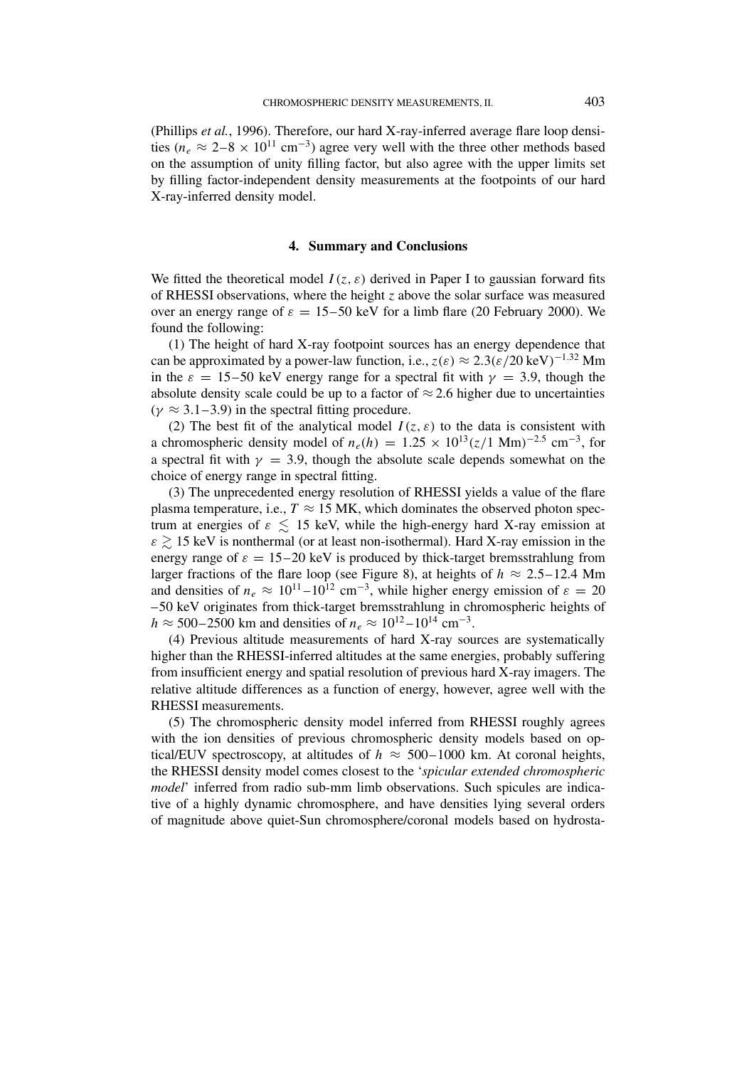(Phillips *et al.*, 1996). Therefore, our hard X-ray-inferred average flare loop densities ($n_e \approx 2$–$8 \times 10^{11}$ cm$^{-3}$) agree very well with the three other methods based on the assumption of unity filling factor, but also agree with the upper limits set by filling factor-independent density measurements at the footpoints of our hard X-ray-inferred density model.

## 4. Summary and Conclusions

We fitted the theoretical model $I(z, \varepsilon)$ derived in Paper I to gaussian forward fits of RHESSI observations, where the height $z$ above the solar surface was measured over an energy range of $\varepsilon = 15$–$50$ keV for a limb flare (20 February 2000). We found the following:

(1) The height of hard X-ray footpoint sources has an energy dependence that can be approximated by a power-law function, i.e., $z(\varepsilon) \approx 2.3(\varepsilon/20\,\text{keV})^{-1.32}$ Mm in the $\varepsilon = 15$–$50$ keV energy range for a spectral fit with $\gamma = 3.9$, though the absolute density scale could be up to a factor of $\approx 2.6$ higher due to uncertainties ($\gamma \approx 3.1$–$3.9$) in the spectral fitting procedure.

(2) The best fit of the analytical model $I(z, \varepsilon)$ to the data is consistent with a chromospheric density model of $n_e(h) = 1.25 \times 10^{13}(z/1\text{ Mm})^{-2.5}$ cm$^{-3}$, for a spectral fit with $\gamma = 3.9$, though the absolute scale depends somewhat on the choice of energy range in spectral fitting.

(3) The unprecedented energy resolution of RHESSI yields a value of the flare plasma temperature, i.e., $T \approx 15$ MK, which dominates the observed photon spectrum at energies of $\varepsilon \lesssim 15$ keV, while the high-energy hard X-ray emission at $\varepsilon \gtrsim 15$ keV is nonthermal (or at least non-isothermal). Hard X-ray emission in the energy range of $\varepsilon = 15$–$20$ keV is produced by thick-target bremsstrahlung from larger fractions of the flare loop (see Figure 8), at heights of $h \approx 2.5$–$12.4$ Mm and densities of $n_e \approx 10^{11}$–$10^{12}$ cm$^{-3}$, while higher energy emission of $\varepsilon = 20$–$50$ keV originates from thick-target bremsstrahlung in chromospheric heights of $h \approx 500$–$2500$ km and densities of $n_e \approx 10^{12}$–$10^{14}$ cm$^{-3}$.

(4) Previous altitude measurements of hard X-ray sources are systematically higher than the RHESSI-inferred altitudes at the same energies, probably suffering from insufficient energy and spatial resolution of previous hard X-ray imagers. The relative altitude differences as a function of energy, however, agree well with the RHESSI measurements.

(5) The chromospheric density model inferred from RHESSI roughly agrees with the ion densities of previous chromospheric density models based on optical/EUV spectroscopy, at altitudes of $h \approx 500$–$1000$ km. At coronal heights, the RHESSI density model comes closest to the '*spicular extended chromospheric model*' inferred from radio sub-mm limb observations. Such spicules are indicative of a highly dynamic chromosphere, and have densities lying several orders of magnitude above quiet-Sun chromosphere/coronal models based on hydrosta-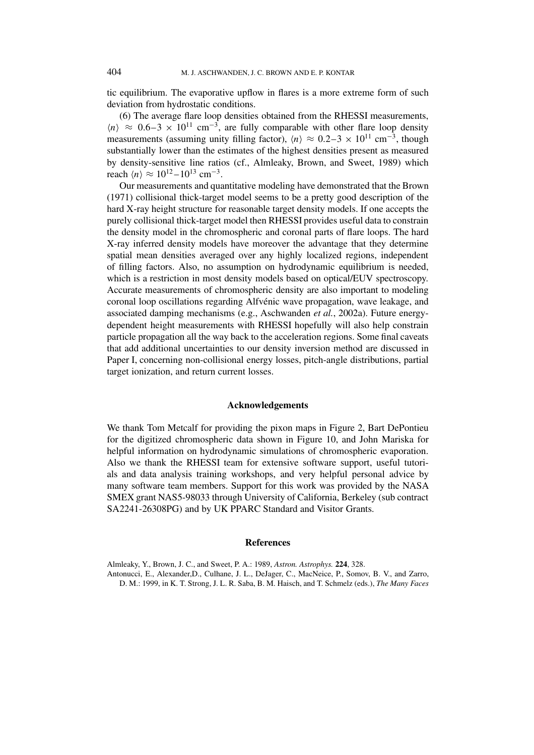tic equilibrium. The evaporative upflow in flares is a more extreme form of such deviation from hydrostatic conditions.

(6) The average flare loop densities obtained from the RHESSI measurements, $\langle n \rangle \approx 0.6\text{–}3 \times 10^{11}$ cm$^{-3}$, are fully comparable with other flare loop density measurements (assuming unity filling factor), $\langle n \rangle \approx 0.2\text{–}3 \times 10^{11}$ cm$^{-3}$, though substantially lower than the estimates of the highest densities present as measured by density-sensitive line ratios (cf., Almleaky, Brown, and Sweet, 1989) which reach $\langle n \rangle \approx 10^{12}\text{–}10^{13}$ cm$^{-3}$.

Our measurements and quantitative modeling have demonstrated that the Brown (1971) collisional thick-target model seems to be a pretty good description of the hard X-ray height structure for reasonable target density models. If one accepts the purely collisional thick-target model then RHESSI provides useful data to constrain the density model in the chromospheric and coronal parts of flare loops. The hard X-ray inferred density models have moreover the advantage that they determine spatial mean densities averaged over any highly localized regions, independent of filling factors. Also, no assumption on hydrodynamic equilibrium is needed, which is a restriction in most density models based on optical/EUV spectroscopy. Accurate measurements of chromospheric density are also important to modeling coronal loop oscillations regarding Alfvénic wave propagation, wave leakage, and associated damping mechanisms (e.g., Aschwanden *et al.*, 2002a). Future energy-dependent height measurements with RHESSI hopefully will also help constrain particle propagation all the way back to the acceleration regions. Some final caveats that add additional uncertainties to our density inversion method are discussed in Paper I, concerning non-collisional energy losses, pitch-angle distributions, partial target ionization, and return current losses.

## Acknowledgements

We thank Tom Metcalf for providing the pixon maps in Figure 2, Bart DePontieu for the digitized chromospheric data shown in Figure 10, and John Mariska for helpful information on hydrodynamic simulations of chromospheric evaporation. Also we thank the RHESSI team for extensive software support, useful tutorials and data analysis training workshops, and very helpful personal advice by many software team members. Support for this work was provided by the NASA SMEX grant NAS5-98033 through University of California, Berkeley (sub contract SA2241-26308PG) and by UK PPARC Standard and Visitor Grants.

## References

Almleaky, Y., Brown, J. C., and Sweet, P. A.: 1989, *Astron. Astrophys.* **224**, 328.

Antonucci, E., Alexander,D., Culhane, J. L., DeJager, C., MacNeice, P., Somov, B. V., and Zarro, D. M.: 1999, in K. T. Strong, J. L. R. Saba, B. M. Haisch, and T. Schmelz (eds.), *The Many Faces*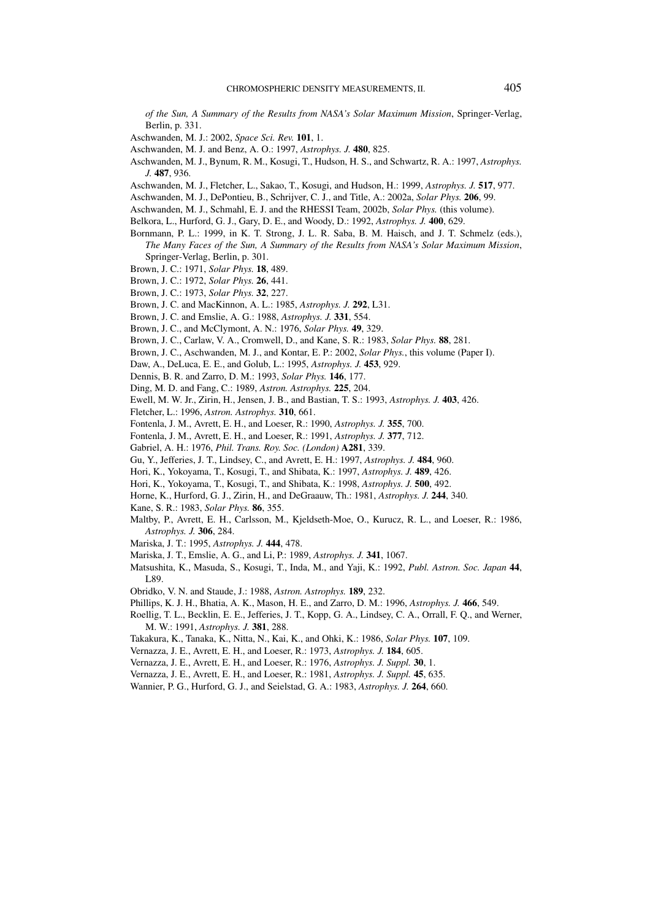*of the Sun, A Summary of the Results from NASA's Solar Maximum Mission*, Springer-Verlag, Berlin, p. 331.

Aschwanden, M. J.: 2002, *Space Sci. Rev.* **101**, 1.

Aschwanden, M. J. and Benz, A. O.: 1997, *Astrophys. J.* **480**, 825.

Aschwanden, M. J., Bynum, R. M., Kosugi, T., Hudson, H. S., and Schwartz, R. A.: 1997, *Astrophys. J.* **487**, 936.

Aschwanden, M. J., Fletcher, L., Sakao, T., Kosugi, and Hudson, H.: 1999, *Astrophys. J.* **517**, 977.

Aschwanden, M. J., DePontieu, B., Schrijver, C. J., and Title, A.: 2002a, *Solar Phys.* **206**, 99.

Aschwanden, M. J., Schmahl, E. J. and the RHESSI Team, 2002b, *Solar Phys.* (this volume).

Belkora, L., Hurford, G. J., Gary, D. E., and Woody, D.: 1992, *Astrophys. J.* **400**, 629.

Bornmann, P. L.: 1999, in K. T. Strong, J. L. R. Saba, B. M. Haisch, and J. T. Schmelz (eds.), *The Many Faces of the Sun, A Summary of the Results from NASA's Solar Maximum Mission*, Springer-Verlag, Berlin, p. 301.

Brown, J. C.: 1971, *Solar Phys.* **18**, 489.

Brown, J. C.: 1972, *Solar Phys.* **26**, 441.

Brown, J. C.: 1973, *Solar Phys.* **32**, 227.

Brown, J. C. and MacKinnon, A. L.: 1985, *Astrophys. J.* **292**, L31.

Brown, J. C. and Emslie, A. G.: 1988, *Astrophys. J.* **331**, 554.

Brown, J. C., and McClymont, A. N.: 1976, *Solar Phys.* **49**, 329.

Brown, J. C., Carlaw, V. A., Cromwell, D., and Kane, S. R.: 1983, *Solar Phys.* **88**, 281.

Brown, J. C., Aschwanden, M. J., and Kontar, E. P.: 2002, *Solar Phys.*, this volume (Paper I).

Daw, A., DeLuca, E. E., and Golub, L.: 1995, *Astrophys. J.* **453**, 929.

Dennis, B. R. and Zarro, D. M.: 1993, *Solar Phys.* **146**, 177.

Ding, M. D. and Fang, C.: 1989, *Astron. Astrophys.* **225**, 204.

Ewell, M. W. Jr., Zirin, H., Jensen, J. B., and Bastian, T. S.: 1993, *Astrophys. J.* **403**, 426.

Fletcher, L.: 1996, *Astron. Astrophys.* **310**, 661.

Fontenla, J. M., Avrett, E. H., and Loeser, R.: 1990, *Astrophys. J.* **355**, 700.

Fontenla, J. M., Avrett, E. H., and Loeser, R.: 1991, *Astrophys. J.* **377**, 712.

Gabriel, A. H.: 1976, *Phil. Trans. Roy. Soc. (London)* **A281**, 339.

Gu, Y., Jefferies, J. T., Lindsey, C., and Avrett, E. H.: 1997, *Astrophys. J.* **484**, 960.

Hori, K., Yokoyama, T., Kosugi, T., and Shibata, K.: 1997, *Astrophys. J.* **489**, 426.

Hori, K., Yokoyama, T., Kosugi, T., and Shibata, K.: 1998, *Astrophys. J.* **500**, 492.

Horne, K., Hurford, G. J., Zirin, H., and DeGraauw, Th.: 1981, *Astrophys. J.* **244**, 340.

Kane, S. R.: 1983, *Solar Phys.* **86**, 355.

Maltby, P., Avrett, E. H., Carlsson, M., Kjeldseth-Moe, O., Kurucz, R. L., and Loeser, R.: 1986, *Astrophys. J.* **306**, 284.

Mariska, J. T.: 1995, *Astrophys. J.* **444**, 478.

Mariska, J. T., Emslie, A. G., and Li, P.: 1989, *Astrophys. J.* **341**, 1067.

Matsushita, K., Masuda, S., Kosugi, T., Inda, M., and Yaji, K.: 1992, *Publ. Astron. Soc. Japan* **44**, L89.

Obridko, V. N. and Staude, J.: 1988, *Astron. Astrophys.* **189**, 232.

Phillips, K. J. H., Bhatia, A. K., Mason, H. E., and Zarro, D. M.: 1996, *Astrophys. J.* **466**, 549.

Roellig, T. L., Becklin, E. E., Jefferies, J. T., Kopp, G. A., Lindsey, C. A., Orrall, F. Q., and Werner, M. W.: 1991, *Astrophys. J.* **381**, 288.

Takakura, K., Tanaka, K., Nitta, N., Kai, K., and Ohki, K.: 1986, *Solar Phys.* **107**, 109.

Vernazza, J. E., Avrett, E. H., and Loeser, R.: 1973, *Astrophys. J.* **184**, 605.

Vernazza, J. E., Avrett, E. H., and Loeser, R.: 1976, *Astrophys. J. Suppl.* **30**, 1.

Vernazza, J. E., Avrett, E. H., and Loeser, R.: 1981, *Astrophys. J. Suppl.* **45**, 635.

Wannier, P. G., Hurford, G. J., and Seielstad, G. A.: 1983, *Astrophys. J.* **264**, 660.